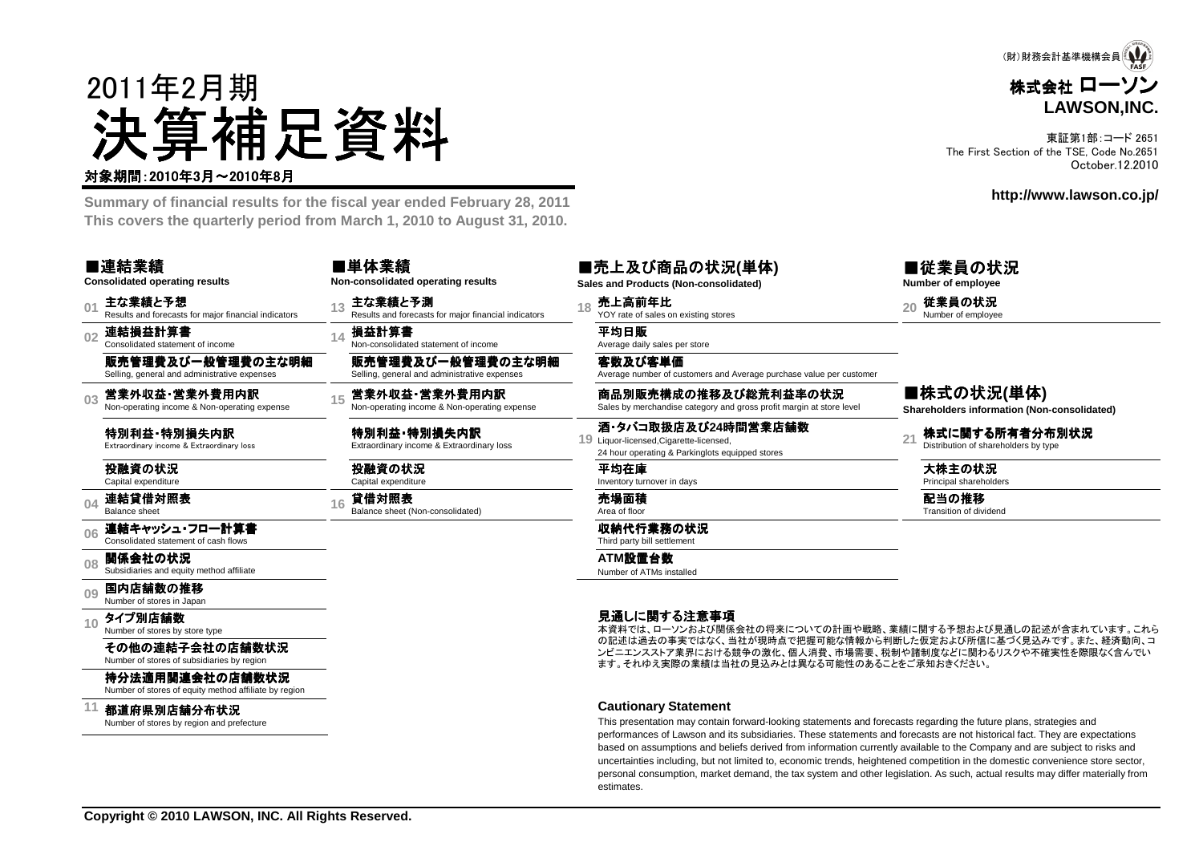(財)財務会計基準機構会員

**株式会社 ローソン**
**LAWSON,INC.**

東証第1部:コード 2651
The First Section of the TSE, Code No.2651
October.12.2010

http://www.lawson.co.jp/

2011年2月期

# 決算補足資料

対象期間:2010年3月～2010年8月

**Summary of financial results for the fiscal year ended February 28, 2011**
**This covers the quarterly period from March 1, 2010 to August 31, 2010.**

## ■連結業績
**Consolidated operating results**

- 01 **主な業績と予想** Results and forecasts for major financial indicators
- 02 **連結損益計算書** Consolidated statement of income
  - **販売管理費及び一般管理費の主な明細** Selling, general and administrative expenses
- 03 **営業外収益・営業外費用内訳** Non-operating income & Non-operating expense
  - **特別利益・特別損失内訳** Extraordinary income & Extraordinary loss
  - **投融資の状況** Capital expenditure
- 04 **連結貸借対照表** Balance sheet
- 06 **連結キャッシュ・フロー計算書** Consolidated statement of cash flows
- 08 **関係会社の状況** Subsidiaries and equity method affiliate
- 09 **国内店舗数の推移** Number of stores in Japan
- 10 **タイプ別店舗数** Number of stores by store type
  - **その他の連結子会社の店舗数状況** Number of stores of subsidiaries by region
  - **持分法適用関連会社の店舗数状況** Number of stores of equity method affiliate by region
- 11 **都道府県別店舗分布状況** Number of stores by region and prefecture

## ■単体業績
**Non-consolidated operating results**

- 13 **主な業績と予測** Results and forecasts for major financial indicators
- 14 **損益計算書** Non-consolidated statement of income
  - **販売管理費及び一般管理費の主な明細** Selling, general and administrative expenses
- 15 **営業外収益・営業外費用内訳** Non-operating income & Non-operating expense
  - **特別利益・特別損失内訳** Extraordinary income & Extraordinary loss
  - **投融資の状況** Capital expenditure
- 16 **貸借対照表** Balance sheet (Non-consolidated)

## ■売上及び商品の状況(単体)
**Sales and Products (Non-consolidated)**

- 18 **売上高前年比** YOY rate of sales on existing stores
  - **平均日販** Average daily sales per store
  - **客数及び客単価** Average number of customers and Average purchase value per customer
  - **商品別販売構成の推移及び総荒利益率の状況** Sales by merchandise category and gross profit margin at store level
- 19 **酒・タバコ取扱店及び24時間営業店舗数** Liquor-licensed,Cigarette-licensed, 24 hour operating & Parkinglots equipped stores
  - **平均在庫** Inventory turnover in days
  - **売場面積** Area of floor
  - **収納代行業務の状況** Third party bill settlement
  - **ATM設置台数** Number of ATMs installed

## ■従業員の状況
**Number of employee**

- 20 **従業員の状況** Number of employee

## ■株式の状況(単体)
**Shareholders information (Non-consolidated)**

- 21 **株式に関する所有者分布別状況** Distribution of shareholders by type
  - **大株主の状況** Principal shareholders
  - **配当の推移** Transition of dividend

### 見通しに関する注意事項

本資料では、ローソンおよび関係会社の将来についての計画や戦略、業績に関する予想および見通しの記述が含まれています。これらの記述は過去の事実ではなく、当社が現時点で把握可能な情報から判断した仮定および所信に基づく見込みです。また、経済動向、コンビニエンスストア業界における競争の激化、個人消費、市場需要、税制や諸制度などに関わるリスクや不確実性を際限なく含んでいます。それゆえ実際の業績は当社の見込みとは異なる可能性のあることをご承知おきください。

### Cautionary Statement

This presentation may contain forward-looking statements and forecasts regarding the future plans, strategies and performances of Lawson and its subsidiaries. These statements and forecasts are not historical fact. They are expectations based on assumptions and beliefs derived from information currently available to the Company and are subject to risks and uncertainties including, but not limited to, economic trends, heightened competition in the domestic convenience store sector, personal consumption, market demand, the tax system and other legislation. As such, actual results may differ materially from estimates.

**Copyright © 2010 LAWSON, INC. All Rights Reserved.**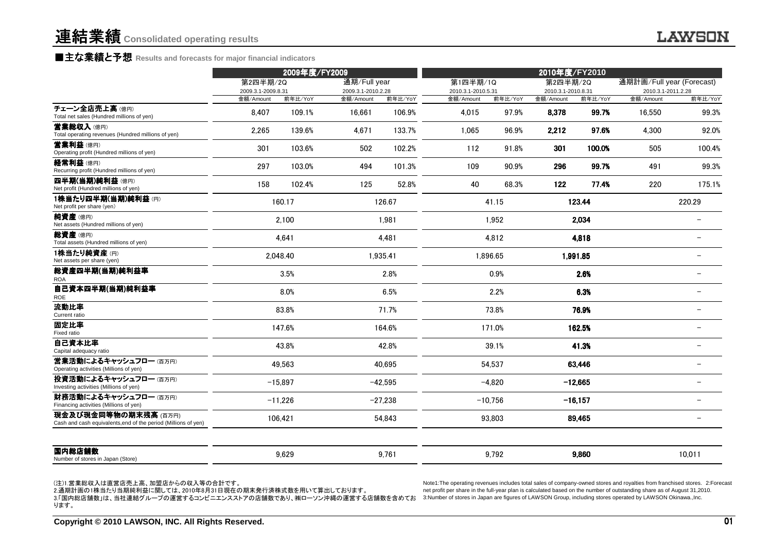# 連結業績 Consolidated operating results

## ■主な業績と予想 Results and forecasts for major financial indicators

| | 2009年度/FY2009 | | | | 2010年度/FY2010 | | | | | |
|---|---|---|---|---|---|---|---|---|---|---|
| | 第2四半期/2Q 2009.3.1-2009.8.31 | | 通期/Full year 2009.3.1-2010.2.28 | | 第1四半期/1Q 2010.3.1-2010.5.31 | | 第2四半期/2Q 2010.3.1-2010.8.31 | | 通期計画/Full year (Forecast) 2010.3.1-2011.2.28 | |
| | 金額/Amount | 前年比/YoY | 金額/Amount | 前年比/YoY | 金額/Amount | 前年比/YoY | 金額/Amount | 前年比/YoY | 金額/Amount | 前年比/YoY |
| **チェーン全店売上高** (億円) Total net sales (Hundred millions of yen) | 8,407 | 109.1% | 16,661 | 106.9% | 4,015 | 97.9% | **8,378** | **99.7%** | 16,550 | 99.3% |
| **営業総収入** (億円) Total operating revenues (Hundred millions of yen) | 2,265 | 139.6% | 4,671 | 133.7% | 1,065 | 96.9% | **2,212** | **97.6%** | 4,300 | 92.0% |
| **営業利益** (億円) Operating profit (Hundred millions of yen) | 301 | 103.6% | 502 | 102.2% | 112 | 91.8% | **301** | **100.0%** | 505 | 100.4% |
| **経常利益** (億円) Recurring profit (Hundred millions of yen) | 297 | 103.0% | 494 | 101.3% | 109 | 90.9% | **296** | **99.7%** | 491 | 99.3% |
| **四半期(当期)純利益** (億円) Net profit (Hundred millions of yen) | 158 | 102.4% | 125 | 52.8% | 40 | 68.3% | **122** | **77.4%** | 220 | 175.1% |
| **1株当たり四半期(当期)純利益** (円) Net profit per share (yen) | 160.17 | | 126.67 | | 41.15 | | **123.44** | | 220.29 | |
| **純資産** (億円) Net assets (Hundred millions of yen) | 2,100 | | 1,981 | | 1,952 | | **2,034** | | – | |
| **総資産** (億円) Total assets (Hundred millions of yen) | 4,641 | | 4,481 | | 4,812 | | **4,818** | | – | |
| **1株当たり純資産** (円) Net assets per share (yen) | 2,048.40 | | 1,935.41 | | 1,896.65 | | **1,991.85** | | – | |
| **総資産四半期(当期)純利益率** ROA | 3.5% | | 2.8% | | 0.9% | | **2.6%** | | – | |
| **自己資本四半期(当期)純利益率** ROE | 8.0% | | 6.5% | | 2.2% | | **6.3%** | | – | |
| **流動比率** Current ratio | 83.8% | | 71.7% | | 73.8% | | **76.9%** | | – | |
| **固定比率** Fixed ratio | 147.6% | | 164.6% | | 171.0% | | **162.5%** | | – | |
| **自己資本比率** Capital adequacy ratio | 43.8% | | 42.8% | | 39.1% | | **41.3%** | | – | |
| **営業活動によるキャッシュフロー** (百万円) Operating activities (Millions of yen) | 49,563 | | 40,695 | | 54,537 | | **63,446** | | – | |
| **投資活動によるキャッシュフロー** (百万円) Investing activities (Millions of yen) | −15,897 | | −42,595 | | −4,820 | | **−12,665** | | – | |
| **財務活動によるキャッシュフロー** (百万円) Financing activities (Millions of yen) | −11,226 | | −27,238 | | −10,756 | | **−16,157** | | – | |
| **現金及び現金同等物の期末残高** (百万円) Cash and cash equivalents,end of the period (Millions of yen) | 106,421 | | 54,843 | | 93,803 | | **89,465** | | – | |
| **国内総店舗数** Number of stores in Japan (Store) | 9,629 | | 9,761 | | 9,792 | | **9,860** | | 10,011 | |

(注)1.営業総収入は直営店売上高、加盟店からの収入等の合計です。
2.通期計画の1株当たり当期純利益に関しては、2010年8月31日現在の期末発行済株式数を用いて算出しております。
3.「国内総店舗数」は、当社連結グループの運営するコンビニエンスストアの店舗数であり、㈱ローソン沖縄の運営する店舗数を含めております。

Note1:The operating revenues includes total sales of company-owned stores and royalties from franchised stores. 2:Forecast net profit per share in the full-year plan is calculated based on the number of outstanding share as of August 31,2010. 3:Number of stores in Japan are figures of LAWSON Group, including stores operated by LAWSON Okinawa.,Inc.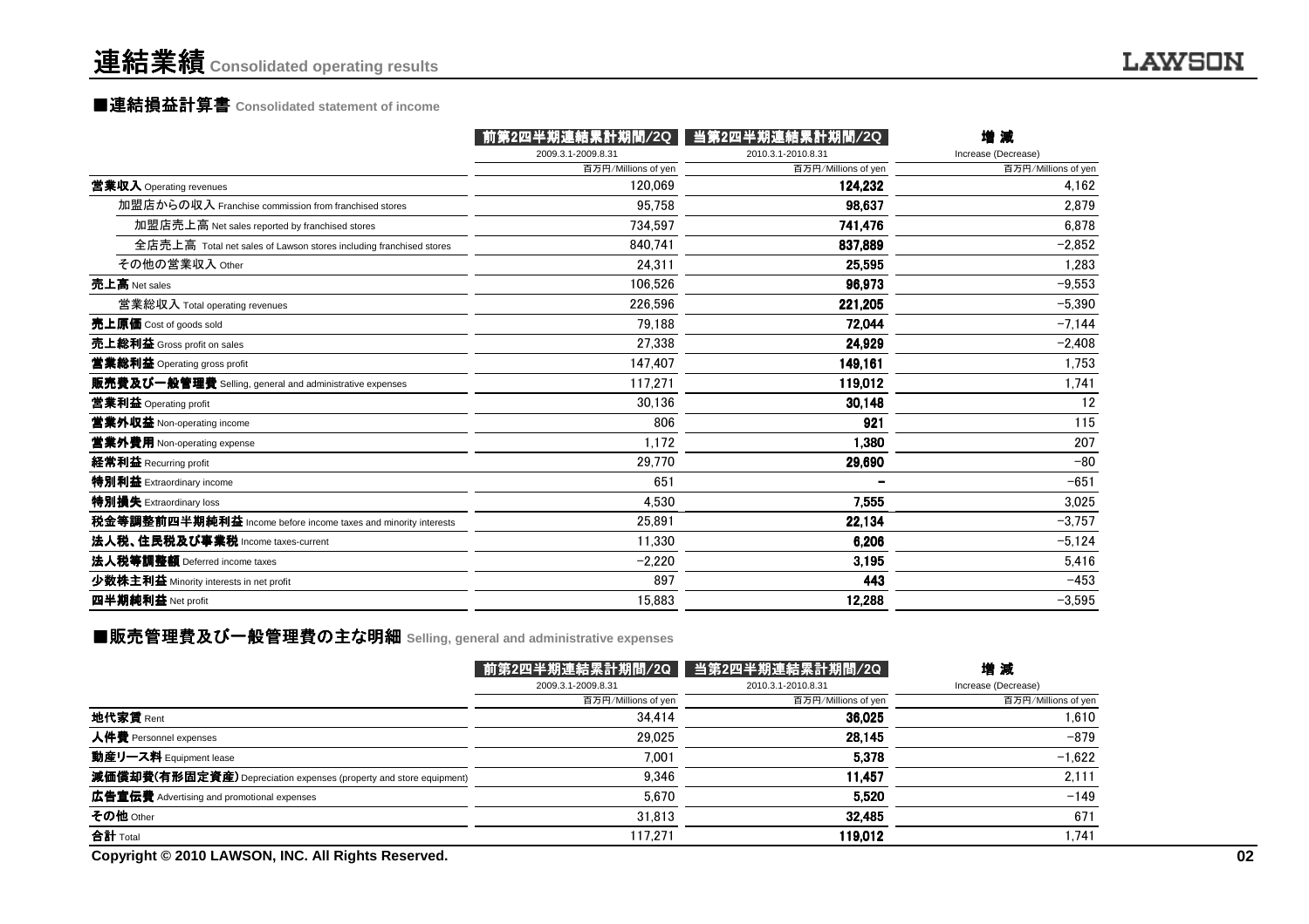# 連結業績 Consolidated operating results

## ■連結損益計算書 Consolidated statement of income

| | 前第2四半期連結累計期間/2Q | 当第2四半期連結累計期間/2Q | 増減 |
|---|---|---|---|
| | 2009.3.1-2009.8.31 | 2010.3.1-2010.8.31 | Increase (Decrease) |
| | 百万円/Millions of yen | 百万円/Millions of yen | 百万円/Millions of yen |
| **営業収入** Operating revenues | 120,069 | **124,232** | 4,162 |
| 加盟店からの収入 Franchise commission from franchised stores | 95,758 | **98,637** | 2,879 |
| 加盟店売上高 Net sales reported by franchised stores | 734,597 | **741,476** | 6,878 |
| 全店売上高 Total net sales of Lawson stores including franchised stores | 840,741 | **837,889** | −2,852 |
| その他の営業収入 Other | 24,311 | **25,595** | 1,283 |
| **売上高** Net sales | 106,526 | **96,973** | −9,553 |
| 営業総収入 Total operating revenues | 226,596 | **221,205** | −5,390 |
| **売上原価** Cost of goods sold | 79,188 | **72,044** | −7,144 |
| **売上総利益** Gross profit on sales | 27,338 | **24,929** | −2,408 |
| **営業総利益** Operating gross profit | 147,407 | **149,161** | 1,753 |
| **販売費及び一般管理費** Selling, general and administrative expenses | 117,271 | **119,012** | 1,741 |
| **営業利益** Operating profit | 30,136 | **30,148** | 12 |
| **営業外収益** Non-operating income | 806 | **921** | 115 |
| **営業外費用** Non-operating expense | 1,172 | **1,380** | 207 |
| **経常利益** Recurring profit | 29,770 | **29,690** | −80 |
| **特別利益** Extraordinary income | 651 | **−** | −651 |
| **特別損失** Extraordinary loss | 4,530 | **7,555** | 3,025 |
| **税金等調整前四半期純利益** Income before income taxes and minority interests | 25,891 | **22,134** | −3,757 |
| **法人税、住民税及び事業税** Income taxes-current | 11,330 | **6,206** | −5,124 |
| **法人税等調整額** Deferred income taxes | −2,220 | **3,195** | 5,416 |
| **少数株主利益** Minority interests in net profit | 897 | **443** | −453 |
| **四半期純利益** Net profit | 15,883 | **12,288** | −3,595 |

## ■販売管理費及び一般管理費の主な明細 Selling, general and administrative expenses

| | 前第2四半期連結累計期間/2Q | 当第2四半期連結累計期間/2Q | 増減 |
|---|---|---|---|
| | 2009.3.1-2009.8.31 | 2010.3.1-2010.8.31 | Increase (Decrease) |
| | 百万円/Millions of yen | 百万円/Millions of yen | 百万円/Millions of yen |
| **地代家賃** Rent | 34,414 | **36,025** | 1,610 |
| **人件費** Personnel expenses | 29,025 | **28,145** | −879 |
| **動産リース料** Equipment lease | 7,001 | **5,378** | −1,622 |
| **減価償却費(有形固定資産)** Depreciation expenses (property and store equipment) | 9,346 | **11,457** | 2,111 |
| **広告宣伝費** Advertising and promotional expenses | 5,670 | **5,520** | −149 |
| **その他** Other | 31,813 | **32,485** | 671 |
| **合計** Total | 117,271 | **119,012** | 1,741 |

**Copyright © 2010 LAWSON, INC. All Rights Reserved.**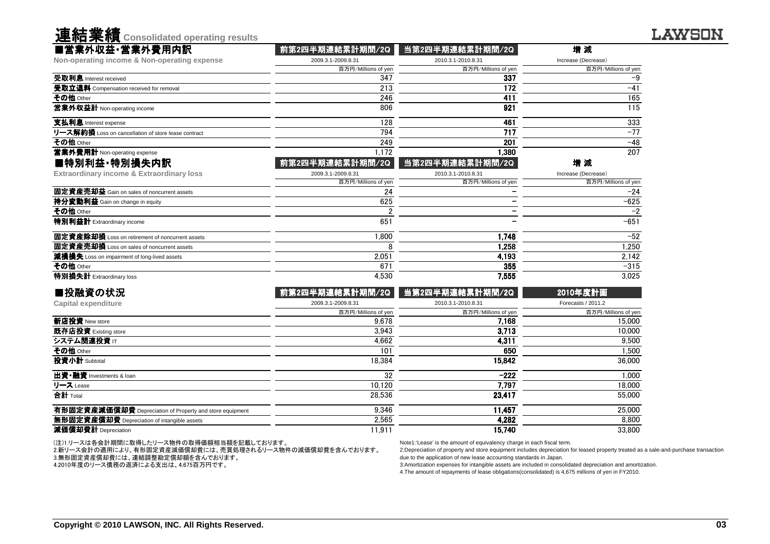# 連結業績 Consolidated operating results

## ■営業外収益・営業外費用内訳
**Non-operating income & Non-operating expense**

| | 前第2四半期連結累計期間/2Q | 当第2四半期連結累計期間/2Q | 増 減 |
|---|---|---|---|
| | 2009.3.1-2009.8.31 | 2010.3.1-2010.8.31 | Increase (Decrease) |
| | 百万円/Millions of yen | 百万円/Millions of yen | 百万円/Millions of yen |
| **受取利息** Interest received | 347 | **337** | −9 |
| **受取立退料** Compensation received for removal | 213 | **172** | −41 |
| **その他** Other | 246 | **411** | 165 |
| **営業外収益計** Non-operating income | 806 | **921** | 115 |
| **支払利息** Interest expense | 128 | **461** | 333 |
| **リース解約損** Loss on cancellation of store lease contract | 794 | **717** | −77 |
| **その他** Other | 249 | **201** | −48 |
| **営業外費用計** Non-operating expense | 1,172 | **1,380** | 207 |

## ■特別利益・特別損失内訳
**Extraordinary income & Extraordinary loss**

| | 前第2四半期連結累計期間/2Q | 当第2四半期連結累計期間/2Q | 増 減 |
|---|---|---|---|
| | 2009.3.1-2009.8.31 | 2010.3.1-2010.8.31 | Increase (Decrease) |
| | 百万円/Millions of yen | 百万円/Millions of yen | 百万円/Millions of yen |
| **固定資産売却益** Gain on sales of noncurrent assets | 24 | − | −24 |
| **持分変動利益** Gain on change in equity | 625 | − | −625 |
| **その他** Other | 2 | − | −2 |
| **特別利益計** Extraordinary income | 651 | − | −651 |
| **固定資産除却損** Loss on retirement of noncurrent assets | 1,800 | **1,748** | −52 |
| **固定資産売却損** Loss on sales of noncurrent assets | 8 | **1,258** | 1,250 |
| **減損損失** Loss on impairment of long-lived assets | 2,051 | **4,193** | 2,142 |
| **その他** Other | 671 | **355** | −315 |
| **特別損失計** Extraordinary loss | 4,530 | **7,555** | 3,025 |

## ■投融資の状況
**Capital expenditure**

| | 前第2四半期連結累計期間/2Q | 当第2四半期連結累計期間/2Q | 2010年度計画 |
|---|---|---|---|
| | 2009.3.1-2009.8.31 | 2010.3.1-2010.8.31 | Forecasts / 2011.2 |
| | 百万円/Millions of yen | 百万円/Millions of yen | 百万円/Millions of yen |
| **新店投資** New store | 9,678 | **7,168** | 15,000 |
| **既存店投資** Existing store | 3,943 | **3,713** | 10,000 |
| **システム関連投資** IT | 4,662 | **4,311** | 9,500 |
| **その他** Other | 101 | **650** | 1,500 |
| **投資小計** Subtotal | 18,384 | **15,842** | 36,000 |
| **出資・融資** Investments & loan | 32 | **−222** | 1,000 |
| **リース** Lease | 10,120 | **7,797** | 18,000 |
| **合計** Total | 28,536 | **23,417** | 55,000 |
| **有形固定資産減価償却費** Depreciation of Property and store equipment | 9,346 | **11,457** | 25,000 |
| **無形固定資産償却費** Depreciation of intangible assets | 2,565 | **4,282** | 8,800 |
| **減価償却費計** Depreciation | 11,911 | **15,740** | 33,800 |

(注)1.リースは各会計期間に取得したリース物件の取得価額相当額を記載しております。
2.新リース会計の適用により、有形固定資産減価償却費には、売買処理されるリース物件の減価償却費を含んでおります。
3.無形固定資産償却費には、連結調整勘定償却額を含んでおります。
4.2010年度のリース債務の返済による支出は、4,675百万円です。

Note1:'Lease' is the amount of equivalency charge in each fiscal term.
2:Depreciation of property and store equipment includes depreciation for leased property treated as a sale-and-purchase transaction due to the application of new lease accounting standards in Japan.
3:Amortization expenses for intangible assets are included in consolidated depreciation and amortization.
4.The amount of repayments of lease obligations(consolidated) is 4,675 millions of yen in FY2010.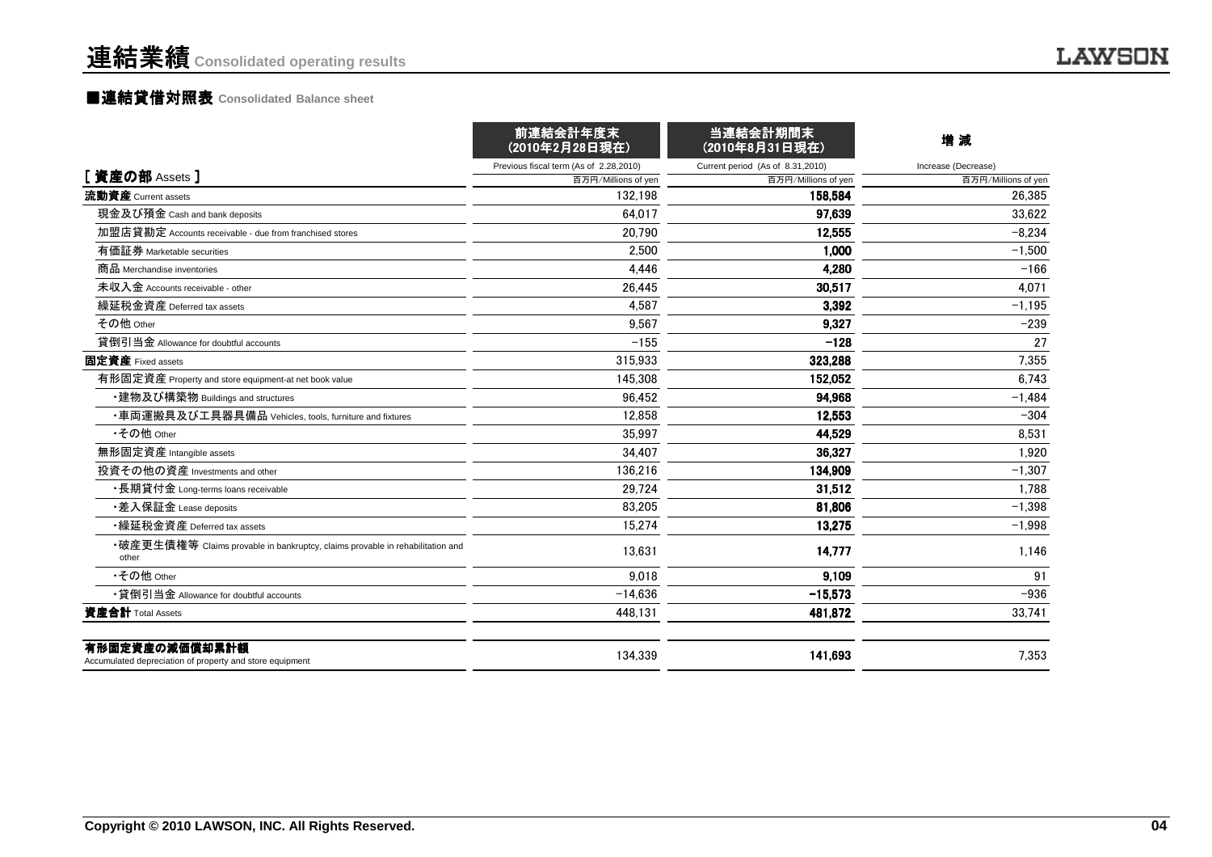# 連結業績 Consolidated operating results

## ■連結貸借対照表 Consolidated Balance sheet

| [ 資産の部 Assets ] | 前連結会計年度末 (2010年2月28日現在) Previous fiscal term (As of 2.28,2010) 百万円/Millions of yen | 当連結会計期間末 (2010年8月31日現在) Current period (As of 8.31,2010) 百万円/Millions of yen | 増 減 Increase (Decrease) 百万円/Millions of yen |
|---|---|---|---|
| **流動資産** Current assets | 132,198 | **158,584** | 26,385 |
| 現金及び預金 Cash and bank deposits | 64,017 | **97,639** | 33,622 |
| 加盟店貸勘定 Accounts receivable - due from franchised stores | 20,790 | **12,555** | −8,234 |
| 有価証券 Marketable securities | 2,500 | **1,000** | −1,500 |
| 商品 Merchandise inventories | 4,446 | **4,280** | −166 |
| 未収入金 Accounts receivable - other | 26,445 | **30,517** | 4,071 |
| 繰延税金資産 Deferred tax assets | 4,587 | **3,392** | −1,195 |
| その他 Other | 9,567 | **9,327** | −239 |
| 貸倒引当金 Allowance for doubtful accounts | −155 | **−128** | 27 |
| **固定資産** Fixed assets | 315,933 | **323,288** | 7,355 |
| 有形固定資産 Property and store equipment-at net book value | 145,308 | **152,052** | 6,743 |
| ・建物及び構築物 Buildings and structures | 96,452 | **94,968** | −1,484 |
| ・車両運搬具及び工具器具備品 Vehicles, tools, furniture and fixtures | 12,858 | **12,553** | −304 |
| ・その他 Other | 35,997 | **44,529** | 8,531 |
| 無形固定資産 Intangible assets | 34,407 | **36,327** | 1,920 |
| 投資その他の資産 Investments and other | 136,216 | **134,909** | −1,307 |
| ・長期貸付金 Long-terms loans receivable | 29,724 | **31,512** | 1,788 |
| ・差入保証金 Lease deposits | 83,205 | **81,806** | −1,398 |
| ・繰延税金資産 Deferred tax assets | 15,274 | **13,275** | −1,998 |
| ・破産更生債権等 Claims provable in bankruptcy, claims provable in rehabilitation and other | 13,631 | **14,777** | 1,146 |
| ・その他 Other | 9,018 | **9,109** | 91 |
| ・貸倒引当金 Allowance for doubtful accounts | −14,636 | **−15,573** | −936 |
| **資産合計** Total Assets | 448,131 | **481,872** | 33,741 |
| **有形固定資産の減価償却累計額** Accumulated depreciation of property and store equipment | 134,339 | **141,693** | 7,353 |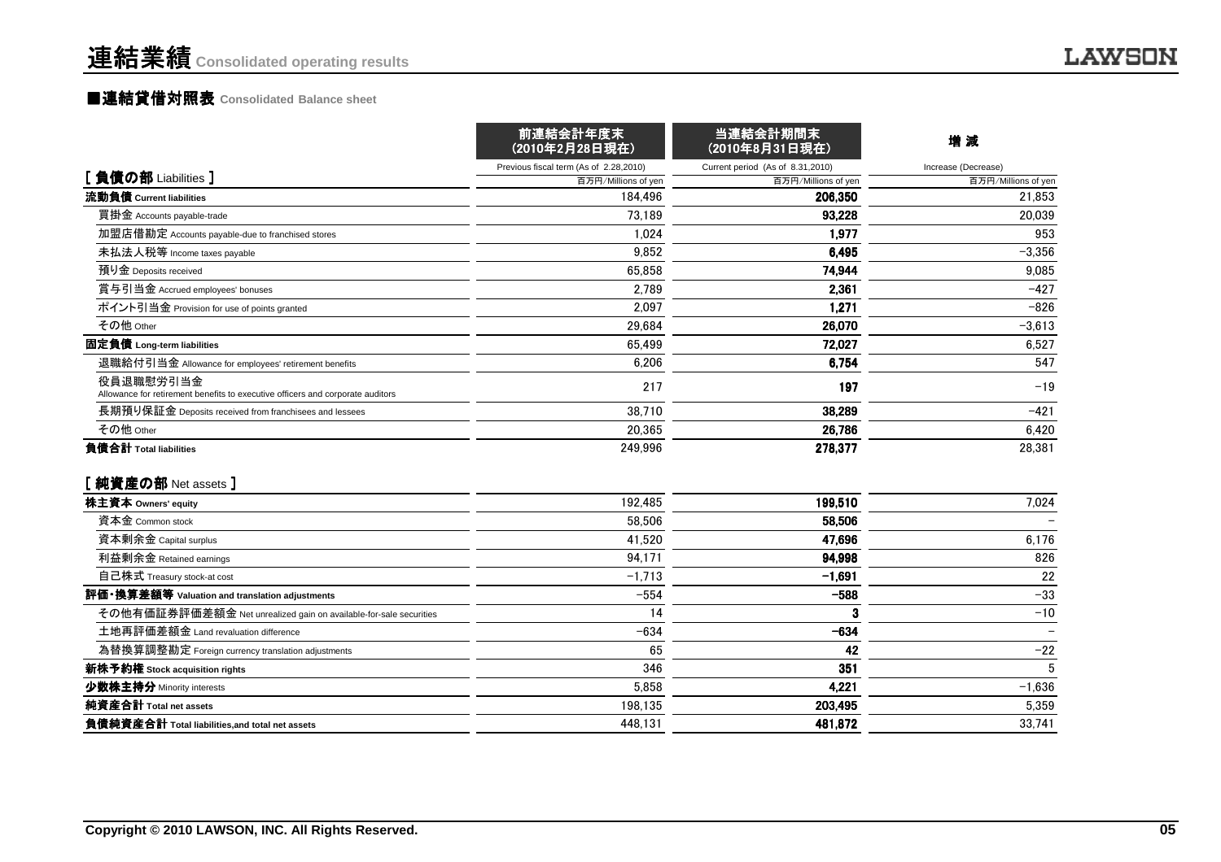# 連結業績 Consolidated operating results

## ■連結貸借対照表 Consolidated Balance sheet

| [ 負債の部 Liabilities ] | 前連結会計年度末（2010年2月28日現在） Previous fiscal term (As of 2.28,2010) 百万円/Millions of yen | 当連結会計期間末（2010年8月31日現在） Current period (As of 8.31,2010) 百万円/Millions of yen | 増 減 Increase (Decrease) 百万円/Millions of yen |
|---|---|---|---|
| **流動負債 Current liabilities** | 184,496 | **206,350** | 21,853 |
| 買掛金 Accounts payable-trade | 73,189 | **93,228** | 20,039 |
| 加盟店借勘定 Accounts payable-due to franchised stores | 1,024 | **1,977** | 953 |
| 未払法人税等 Income taxes payable | 9,852 | **6,495** | −3,356 |
| 預り金 Deposits received | 65,858 | **74,944** | 9,085 |
| 賞与引当金 Accrued employees' bonuses | 2,789 | **2,361** | −427 |
| ポイント引当金 Provision for use of points granted | 2,097 | **1,271** | −826 |
| その他 Other | 29,684 | **26,070** | −3,613 |
| **固定負債 Long-term liabilities** | 65,499 | **72,027** | 6,527 |
| 退職給付引当金 Allowance for employees' retirement benefits | 6,206 | **6,754** | 547 |
| 役員退職慰労引当金 Allowance for retirement benefits to executive officers and corporate auditors | 217 | **197** | −19 |
| 長期預り保証金 Deposits received from franchisees and lessees | 38,710 | **38,289** | −421 |
| その他 Other | 20,365 | **26,786** | 6,420 |
| **負債合計 Total liabilities** | 249,996 | **278,377** | 28,381 |

| [ 純資産の部 Net assets ] | 前連結会計年度末 | 当連結会計期間末 | 増 減 |
|---|---|---|---|
| **株主資本 Owners' equity** | 192,485 | **199,510** | 7,024 |
| 資本金 Common stock | 58,506 | **58,506** | − |
| 資本剰余金 Capital surplus | 41,520 | **47,696** | 6,176 |
| 利益剰余金 Retained earnings | 94,171 | **94,998** | 826 |
| 自己株式 Treasury stock-at cost | −1,713 | **−1,691** | 22 |
| **評価・換算差額等 Valuation and translation adjustments** | −554 | **−588** | −33 |
| その他有価証券評価差額金 Net unrealized gain on available-for-sale securities | 14 | **3** | −10 |
| 土地再評価差額金 Land revaluation difference | −634 | **−634** | − |
| 為替換算調整勘定 Foreign currency translation adjustments | 65 | **42** | −22 |
| **新株予約権 Stock acquisition rights** | 346 | **351** | 5 |
| **少数株主持分 Minority interests** | 5,858 | **4,221** | −1,636 |
| **純資産合計 Total net assets** | 198,135 | **203,495** | 5,359 |
| **負債純資産合計 Total liabilities,and total net assets** | 448,131 | **481,872** | 33,741 |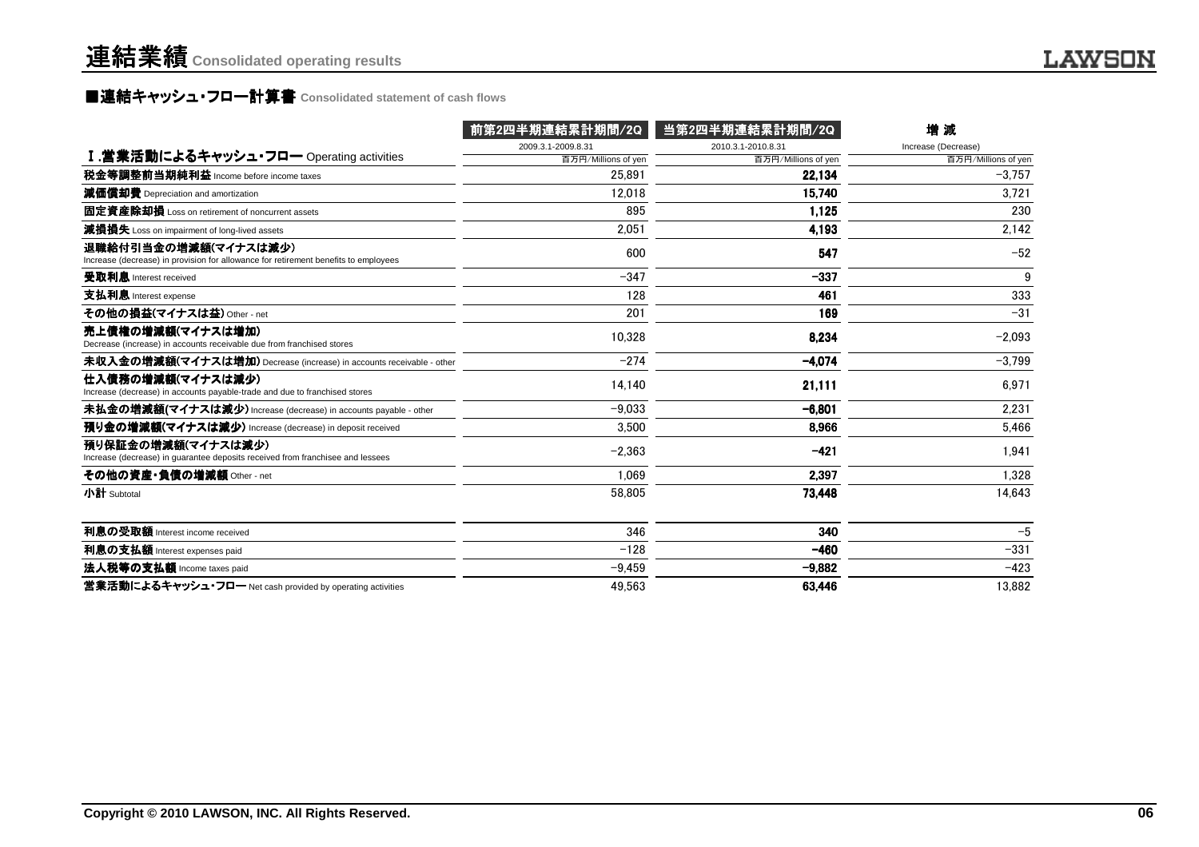# 連結業績 Consolidated operating results

## ■連結キャッシュ・フロー計算書 Consolidated statement of cash flows

| | 前第2四半期連結累計期間/2Q | 当第2四半期連結累計期間/2Q | 増 減 |
|---|---|---|---|
| | 2009.3.1-2009.8.31 | 2010.3.1-2010.8.31 | Increase (Decrease) |
| Ⅰ.営業活動によるキャッシュ・フロー Operating activities | 百万円/Millions of yen | 百万円/Millions of yen | 百万円/Millions of yen |
| 税金等調整前当期純利益 Income before income taxes | 25,891 | **22,134** | −3,757 |
| 減価償却費 Depreciation and amortization | 12,018 | **15,740** | 3,721 |
| 固定資産除却損 Loss on retirement of noncurrent assets | 895 | **1,125** | 230 |
| 減損損失 Loss on impairment of long-lived assets | 2,051 | **4,193** | 2,142 |
| 退職給付引当金の増減額(マイナスは減少) Increase (decrease) in provision for allowance for retirement benefits to employees | 600 | **547** | −52 |
| 受取利息 Interest received | −347 | **−337** | 9 |
| 支払利息 Interest expense | 128 | **461** | 333 |
| その他の損益(マイナスは益) Other - net | 201 | **169** | −31 |
| 売上債権の増減額(マイナスは増加) Decrease (increase) in accounts receivable due from franchised stores | 10,328 | **8,234** | −2,093 |
| 未収入金の増減額(マイナスは増加) Decrease (increase) in accounts receivable - other | −274 | **−4,074** | −3,799 |
| 仕入債務の増減額(マイナスは減少) Increase (decrease) in accounts payable-trade and due to franchised stores | 14,140 | **21,111** | 6,971 |
| 未払金の増減額(マイナスは減少) Increase (decrease) in accounts payable - other | −9,033 | **−6,801** | 2,231 |
| 預り金の増減額(マイナスは減少) Increase (decrease) in deposit received | 3,500 | **8,966** | 5,466 |
| 預り保証金の増減額(マイナスは減少) Increase (decrease) in guarantee deposits received from franchisee and lessees | −2,363 | **−421** | 1,941 |
| その他の資産・負債の増減額 Other - net | 1,069 | **2,397** | 1,328 |
| 小計 Subtotal | 58,805 | **73,448** | 14,643 |
| 利息の受取額 Interest income received | 346 | **340** | −5 |
| 利息の支払額 Interest expenses paid | −128 | **−460** | −331 |
| 法人税等の支払額 Income taxes paid | −9,459 | **−9,882** | −423 |
| 営業活動によるキャッシュ・フロー Net cash provided by operating activities | 49,563 | **63,446** | 13,882 |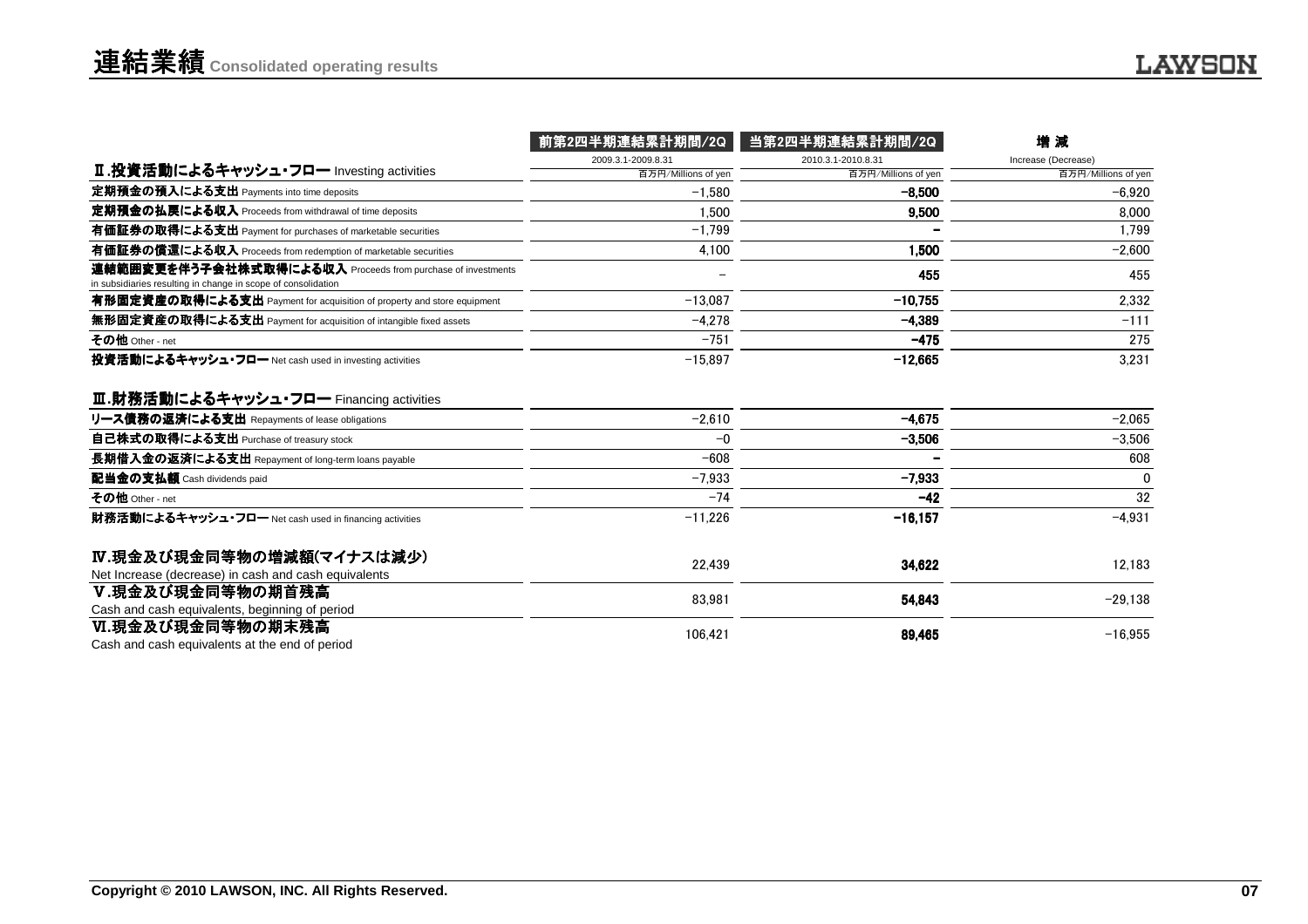# 連結業績 Consolidated operating results

| | 前第2四半期連結累計期間/2Q | 当第2四半期連結累計期間/2Q | 増 減 |
|---|---|---|---|
| | 2009.3.1-2009.8.31 | 2010.3.1-2010.8.31 | Increase (Decrease) |
| **Ⅱ.投資活動によるキャッシュ・フロー** Investing activities | 百万円/Millions of yen | 百万円/Millions of yen | 百万円/Millions of yen |
| **定期預金の預入による支出** Payments into time deposits | −1,580 | **−8,500** | −6,920 |
| **定期預金の払戻による収入** Proceeds from withdrawal of time deposits | 1,500 | **9,500** | 8,000 |
| **有価証券の取得による支出** Payment for purchases of marketable securities | −1,799 | **−** | 1,799 |
| **有価証券の償還による収入** Proceeds from redemption of marketable securities | 4,100 | **1,500** | −2,600 |
| **連結範囲変更を伴う子会社株式取得による収入** Proceeds from purchase of investments in subsidiaries resulting in change in scope of consolidation | − | **455** | 455 |
| **有形固定資産の取得による支出** Payment for acquisition of property and store equipment | −13,087 | **−10,755** | 2,332 |
| **無形固定資産の取得による支出** Payment for acquisition of intangible fixed assets | −4,278 | **−4,389** | −111 |
| **その他** Other - net | −751 | **−475** | 275 |
| **投資活動によるキャッシュ・フロー** Net cash used in investing activities | −15,897 | **−12,665** | 3,231 |
| **Ⅲ.財務活動によるキャッシュ・フロー** Financing activities | | | |
| **リース債務の返済による支出** Repayments of lease obligations | −2,610 | **−4,675** | −2,065 |
| **自己株式の取得による支出** Purchase of treasury stock | −0 | **−3,506** | −3,506 |
| **長期借入金の返済による支出** Repayment of long-term loans payable | −608 | **−** | 608 |
| **配当金の支払額** Cash dividends paid | −7,933 | **−7,933** | 0 |
| **その他** Other - net | −74 | **−42** | 32 |
| **財務活動によるキャッシュ・フロー** Net cash used in financing activities | −11,226 | **−16,157** | −4,931 |
| **Ⅳ.現金及び現金同等物の増減額(マイナスは減少)** Net Increase (decrease) in cash and cash equivalents | 22,439 | **34,622** | 12,183 |
| **Ⅴ.現金及び現金同等物の期首残高** Cash and cash equivalents, beginning of period | 83,981 | **54,843** | −29,138 |
| **Ⅵ.現金及び現金同等物の期末残高** Cash and cash equivalents at the end of period | 106,421 | **89,465** | −16,955 |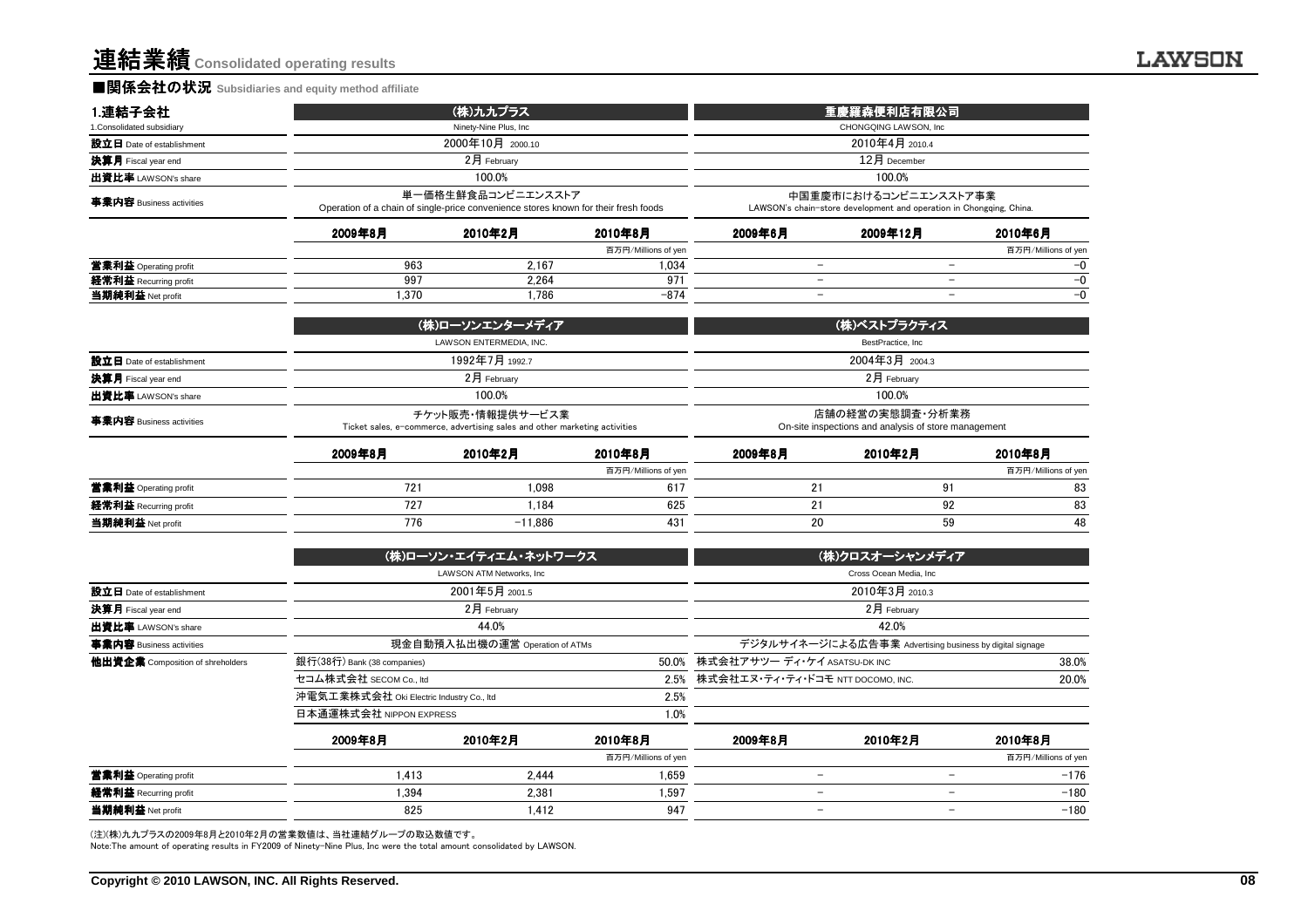# 連結業績 Consolidated operating results

## ■関係会社の状況 Subsidiaries and equity method affiliate

### 1.連結子会社
1.Consolidated subsidiary

| | (株)九九プラス Ninety-Nine Plus, Inc | | | 重慶羅森便利店有限公司 CHONGQING LAWSON, Inc | | |
|---|---|---|---|---|---|---|
| **設立日** Date of establishment | 2000年10月 2000.10 | | | 2010年4月 2010.4 | | |
| **決算月** Fiscal year end | 2月 February | | | 12月 December | | |
| **出資比率** LAWSON's share | 100.0% | | | 100.0% | | |
| **事業内容** Business activities | 単一価格生鮮食品コンビニエンスストア Operation of a chain of single-price convenience stores known for their fresh foods | | | 中国重慶市におけるコンビニエンスストア事業 LAWSON's chain-store development and operation in Chongqing, China. | | |
| | 2009年8月 | 2010年2月 | 2010年8月 | 2009年6月 | 2009年12月 | 2010年6月 |
| | | | 百万円/Millions of yen | | | 百万円/Millions of yen |
| **営業利益** Operating profit | 963 | 2,167 | 1,034 | − | − | −0 |
| **経常利益** Recurring profit | 997 | 2,264 | 971 | − | − | −0 |
| **当期純利益** Net profit | 1,370 | 1,786 | −874 | − | − | −0 |

| | (株)ローソンエンターメディア LAWSON ENTERMEDIA, INC. | | | (株)ベストプラクティス BestPractice, Inc | | |
|---|---|---|---|---|---|---|
| **設立日** Date of establishment | 1992年7月 1992.7 | | | 2004年3月 2004.3 | | |
| **決算月** Fiscal year end | 2月 February | | | 2月 February | | |
| **出資比率** LAWSON's share | 100.0% | | | 100.0% | | |
| **事業内容** Business activities | チケット販売・情報提供サービス業 Ticket sales, e-commerce, advertising sales and other marketing activities | | | 店舗の経営の実態調査・分析業務 On-site inspections and analysis of store management | | |
| | 2009年8月 | 2010年2月 | 2010年8月 | 2009年8月 | 2010年2月 | 2010年8月 |
| | | | 百万円/Millions of yen | | | 百万円/Millions of yen |
| **営業利益** Operating profit | 721 | 1,098 | 617 | 21 | 91 | 83 |
| **経常利益** Recurring profit | 727 | 1,184 | 625 | 21 | 92 | 83 |
| **当期純利益** Net profit | 776 | −11,886 | 431 | 20 | 59 | 48 |

| | (株)ローソン・エイティエム・ネットワークス LAWSON ATM Networks, Inc | | | (株)クロスオーシャンメディア Cross Ocean Media, Inc | | |
|---|---|---|---|---|---|---|
| **設立日** Date of establishment | 2001年5月 2001.5 | | | 2010年3月 2010.3 | | |
| **決算月** Fiscal year end | 2月 February | | | 2月 February | | |
| **出資比率** LAWSON's share | 44.0% | | | 42.0% | | |
| **事業内容** Business activities | 現金自動預入払出機の運営 Operation of ATMs | | | デジタルサイネージによる広告事業 Advertising business by digital signage | | |
| **他出資企業** Composition of shreholders | 銀行(38行) Bank (38 companies) | | 50.0% | 株式会社アサツー ディ・ケイ ASATSU-DK INC | | 38.0% |
| | セコム株式会社 SECOM Co., ltd | | 2.5% | 株式会社エヌ・ティ・ティ・ドコモ NTT DOCOMO, INC. | | 20.0% |
| | 沖電気工業株式会社 Oki Electric Industry Co., ltd | | 2.5% | | | |
| | 日本通運株式会社 NIPPON EXPRESS | | 1.0% | | | |
| | 2009年8月 | 2010年2月 | 2010年8月 | 2009年8月 | 2010年2月 | 2010年8月 |
| | | | 百万円/Millions of yen | | | 百万円/Millions of yen |
| **営業利益** Operating profit | 1,413 | 2,444 | 1,659 | − | − | −176 |
| **経常利益** Recurring profit | 1,394 | 2,381 | 1,597 | − | − | −180 |
| **当期純利益** Net profit | 825 | 1,412 | 947 | − | − | −180 |

(注)(株)九九プラスの2009年8月と2010年2月の営業数値は、当社連結グループの取込数値です。
Note:The amount of operating results in FY2009 of Ninety-Nine Plus, Inc were the total amount consolidated by LAWSON.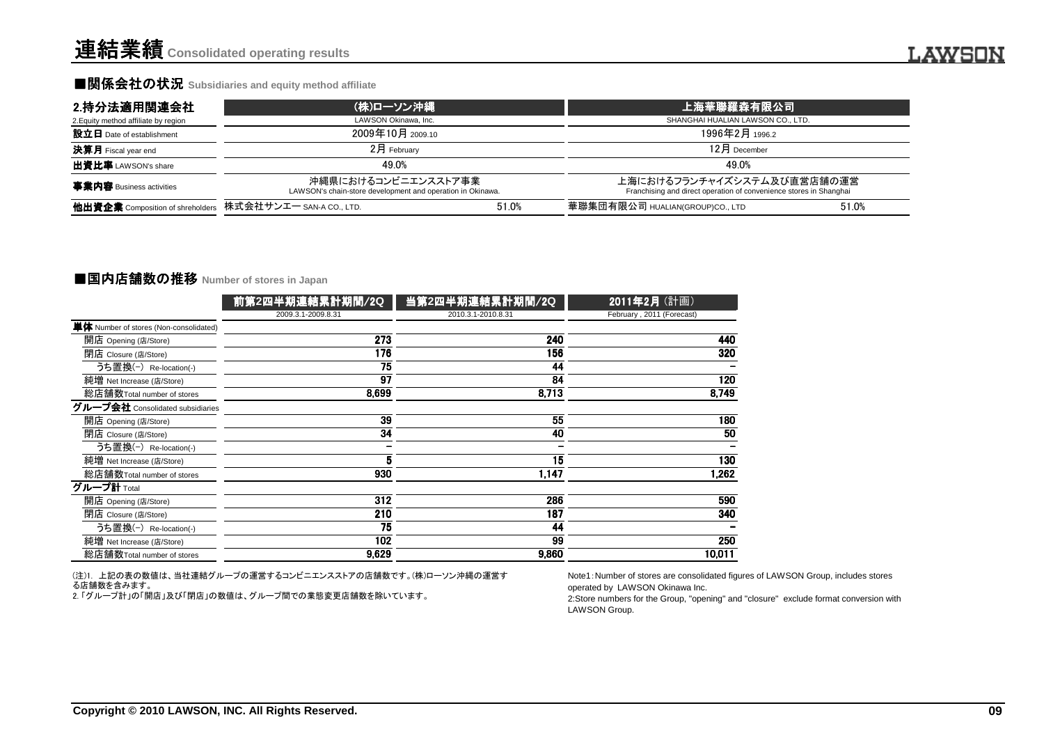# 連結業績 Consolidated operating results

## ■関係会社の状況 Subsidiaries and equity method affiliate

| 2.持分法適用関連会社<br>2.Equity method affiliate by region | (株)ローソン沖縄<br>LAWSON Okinawa, Inc. | | 上海華聯羅森有限公司<br>SHANGHAI HUALIAN LAWSON CO., LTD. | |
|---|---|---|---|---|
| 設立日 Date of establishment | 2009年10月 2009.10 | | 1996年2月 1996.2 | |
| 決算月 Fiscal year end | 2月 February | | 12月 December | |
| 出資比率 LAWSON's share | 49.0% | | 49.0% | |
| 事業内容 Business activities | 沖縄県におけるコンビニエンスストア事業<br>LAWSON's chain-store development and operation in Okinawa. | | 上海におけるフランチャイズシステム及び直営店舗の運営<br>Franchising and direct operation of convenience stores in Shanghai | |
| 他出資企業 Composition of shreholders | 株式会社サンエー SAN-A CO., LTD. | 51.0% | 華聯集団有限公司 HUALIAN(GROUP)CO., LTD | 51.0% |

## ■国内店舗数の推移 Number of stores in Japan

| | 前第2四半期連結累計期間/2Q<br>2009.3.1-2009.8.31 | 当第2四半期連結累計期間/2Q<br>2010.3.1-2010.8.31 | 2011年2月（計画）<br>February , 2011 (Forecast) |
|---|---|---|---|
| **単体** Number of stores (Non-consolidated) | | | |
| 開店 Opening (店/Store) | 273 | 240 | 440 |
| 閉店 Closure (店/Store) | 176 | 156 | 320 |
| うち置換(−) Re-location(-) | 75 | 44 | − |
| 純増 Net Increase (店/Store) | 97 | 84 | 120 |
| 総店舗数Total number of stores | 8,699 | 8,713 | 8,749 |
| **グループ会社** Consolidated subsidiaries | | | |
| 開店 Opening (店/Store) | 39 | 55 | 180 |
| 閉店 Closure (店/Store) | 34 | 40 | 50 |
| うち置換(−) Re-location(-) | − | − | − |
| 純増 Net Increase (店/Store) | 5 | 15 | 130 |
| 総店舗数Total number of stores | 930 | 1,147 | 1,262 |
| **グループ計** Total | | | |
| 開店 Opening (店/Store) | 312 | 286 | 590 |
| 閉店 Closure (店/Store) | 210 | 187 | 340 |
| うち置換(−) Re-location(-) | 75 | 44 | − |
| 純増 Net Increase (店/Store) | 102 | 99 | 250 |
| 総店舗数Total number of stores | 9,629 | 9,860 | 10,011 |

(注)1. 上記の表の数値は、当社連結グループの運営するコンビニエンスストアの店舗数です。(株)ローソン沖縄の運営する店舗数を含みます。
2.「グループ計」の「開店」及び「閉店」の数値は、グループ間での業態変更店舗数を除いています。

Note1:Number of stores are consolidated figures of LAWSON Group, includes stores operated by LAWSON Okinawa Inc.
2:Store numbers for the Group, "opening" and "closure" exclude format conversion with LAWSON Group.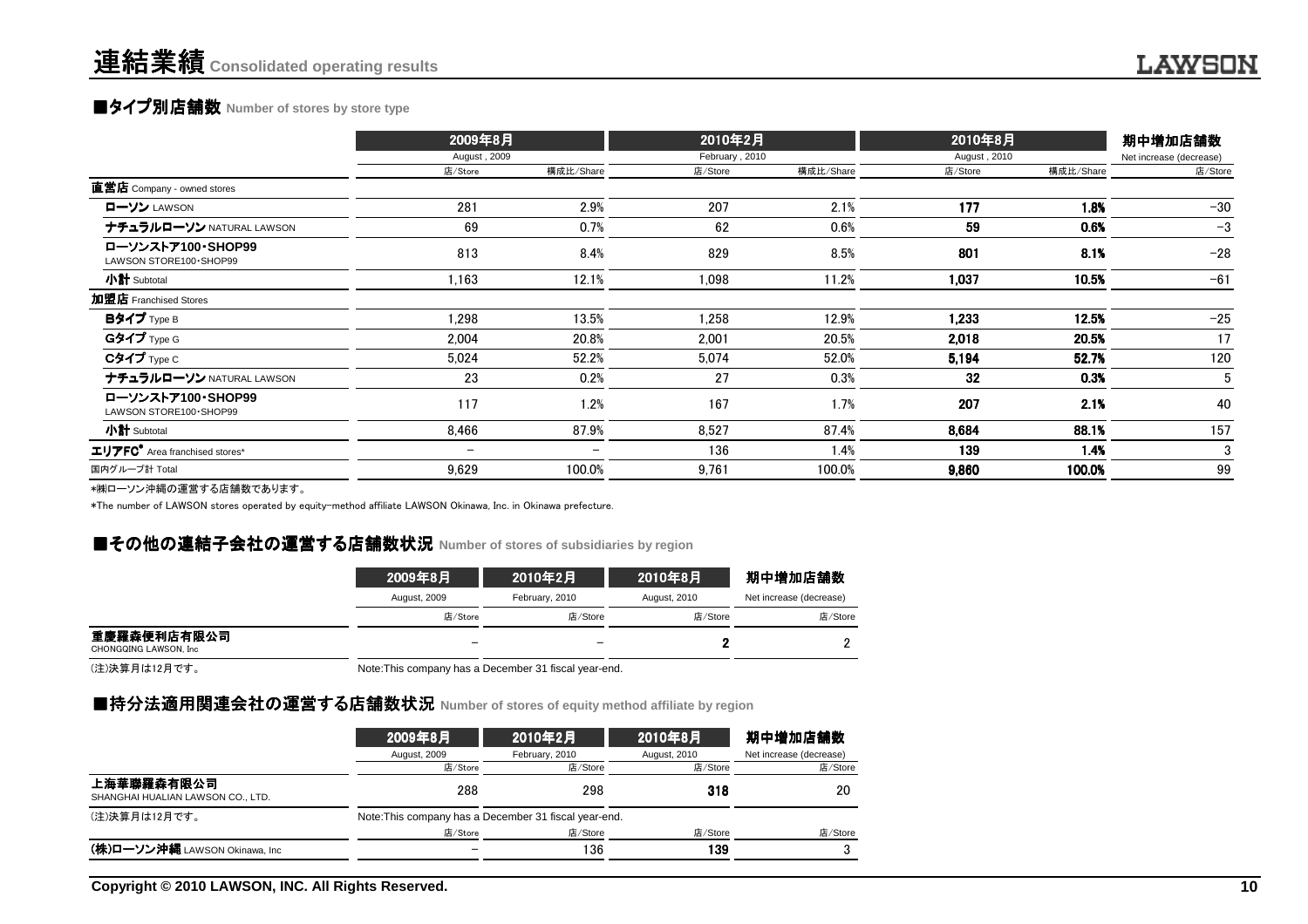# 連結業績 Consolidated operating results

## ■タイプ別店舗数 Number of stores by store type

| | 2009年8月 August , 2009 | | 2010年2月 February , 2010 | | 2010年8月 August , 2010 | | 期中増加店舗数 Net increase (decrease) |
|---|---|---|---|---|---|---|---|
| | 店/Store | 構成比/Share | 店/Store | 構成比/Share | 店/Store | 構成比/Share | 店/Store |
| **直営店** Company - owned stores | | | | | | | |
| **ローソン** LAWSON | 281 | 2.9% | 207 | 2.1% | **177** | **1.8%** | −30 |
| **ナチュラルローソン** NATURAL LAWSON | 69 | 0.7% | 62 | 0.6% | **59** | **0.6%** | −3 |
| **ローソンストア100・SHOP99** LAWSON STORE100・SHOP99 | 813 | 8.4% | 829 | 8.5% | **801** | **8.1%** | −28 |
| **小計** Subtotal | 1,163 | 12.1% | 1,098 | 11.2% | **1,037** | **10.5%** | −61 |
| **加盟店** Franchised Stores | | | | | | | |
| **Bタイプ** Type B | 1,298 | 13.5% | 1,258 | 12.9% | **1,233** | **12.5%** | −25 |
| **Gタイプ** Type G | 2,004 | 20.8% | 2,001 | 20.5% | **2,018** | **20.5%** | 17 |
| **Cタイプ** Type C | 5,024 | 52.2% | 5,074 | 52.0% | **5,194** | **52.7%** | 120 |
| **ナチュラルローソン** NATURAL LAWSON | 23 | 0.2% | 27 | 0.3% | **32** | **0.3%** | 5 |
| **ローソンストア100・SHOP99** LAWSON STORE100・SHOP99 | 117 | 1.2% | 167 | 1.7% | **207** | **2.1%** | 40 |
| **小計** Subtotal | 8,466 | 87.9% | 8,527 | 87.4% | **8,684** | **88.1%** | 157 |
| **エリアFC*** Area franchised stores* | − | − | 136 | 1.4% | **139** | **1.4%** | 3 |
| 国内グループ計 Total | 9,629 | 100.0% | 9,761 | 100.0% | **9,860** | **100.0%** | 99 |

*㈱ローソン沖縄の運営する店舗数であります。

*The number of LAWSON stores operated by equity-method affiliate LAWSON Okinawa, Inc. in Okinawa prefecture.

## ■その他の連結子会社の運営する店舗数状況 Number of stores of subsidiaries by region

| | 2009年8月 August, 2009 | 2010年2月 February, 2010 | 2010年8月 August, 2010 | 期中増加店舗数 Net increase (decrease) |
|---|---|---|---|---|
| | 店/Store | 店/Store | 店/Store | 店/Store |
| **重慶羅森便利店有限公司** CHONGQING LAWSON, Inc | − | − | **2** | 2 |

(注)決算月は12月です。 Note:This company has a December 31 fiscal year-end.

## ■持分法適用関連会社の運営する店舗数状況 Number of stores of equity method affiliate by region

| | 2009年8月 August, 2009 | 2010年2月 February, 2010 | 2010年8月 August, 2010 | 期中増加店舗数 Net increase (decrease) |
|---|---|---|---|---|
| | 店/Store | 店/Store | 店/Store | 店/Store |
| **上海華聯羅森有限公司** SHANGHAI HUALIAN LAWSON CO., LTD. | 288 | 298 | **318** | 20 |

(注)決算月は12月です。 Note:This company has a December 31 fiscal year-end.

| | 店/Store | 店/Store | 店/Store | 店/Store |
|---|---|---|---|---|
| **(株)ローソン沖縄** LAWSON Okinawa, Inc | − | 136 | **139** | 3 |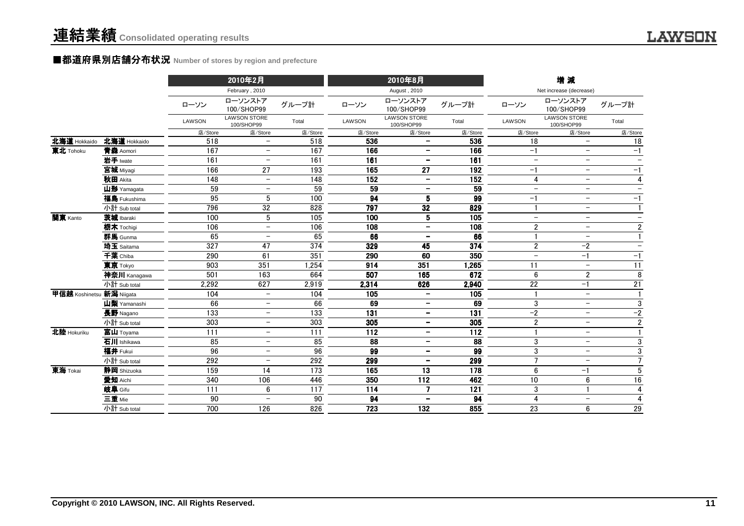# 連結業績 Consolidated operating results

## ■都道府県別店舗分布状況 Number of stores by region and prefecture

| | | 2010年2月 February , 2010 | | | 2010年8月 August , 2010 | | | 増 減 Net increase (decrease) | | |
|---|---|---|---|---|---|---|---|---|---|---|
| | | ローソン LAWSON | ローソンストア100/SHOP99 LAWSON STORE 100/SHOP99 | グループ計 Total | ローソン LAWSON | ローソンストア100/SHOP99 LAWSON STORE 100/SHOP99 | グループ計 Total | ローソン LAWSON | ローソンストア100/SHOP99 LAWSON STORE 100/SHOP99 | グループ計 Total |
| | | 店/Store | 店/Store | 店/Store | 店/Store | 店/Store | 店/Store | 店/Store | 店/Store | 店/Store |
| 北海道 Hokkaido | 北海道 Hokkaido | 518 | − | 518 | 536 | − | 536 | 18 | − | 18 |
| 東北 Tohoku | 青森 Aomori | 167 | − | 167 | 166 | − | 166 | −1 | − | −1 |
| | 岩手 Iwate | 161 | − | 161 | 161 | − | 161 | − | − | − |
| | 宮城 Miyagi | 166 | 27 | 193 | 165 | 27 | 192 | −1 | − | −1 |
| | 秋田 Akita | 148 | − | 148 | 152 | − | 152 | 4 | − | 4 |
| | 山形 Yamagata | 59 | − | 59 | 59 | − | 59 | − | − | − |
| | 福島 Fukushima | 95 | 5 | 100 | 94 | 5 | 99 | −1 | − | −1 |
| | 小計 Sub total | 796 | 32 | 828 | 797 | 32 | 829 | 1 | − | 1 |
| 関東 Kanto | 茨城 Ibaraki | 100 | 5 | 105 | 100 | 5 | 105 | − | − | − |
| | 栃木 Tochigi | 106 | − | 106 | 108 | − | 108 | 2 | − | 2 |
| | 群馬 Gunma | 65 | − | 65 | 66 | − | 66 | 1 | − | 1 |
| | 埼玉 Saitama | 327 | 47 | 374 | 329 | 45 | 374 | 2 | −2 | − |
| | 千葉 Chiba | 290 | 61 | 351 | 290 | 60 | 350 | − | −1 | −1 |
| | 東京 Tokyo | 903 | 351 | 1,254 | 914 | 351 | 1,265 | 11 | − | 11 |
| | 神奈川 Kanagawa | 501 | 163 | 664 | 507 | 165 | 672 | 6 | 2 | 8 |
| | 小計 Sub total | 2,292 | 627 | 2,919 | 2,314 | 626 | 2,940 | 22 | −1 | 21 |
| 甲信越 Koshinetsu | 新潟 Niigata | 104 | − | 104 | 105 | − | 105 | 1 | − | 1 |
| | 山梨 Yamanashi | 66 | − | 66 | 69 | − | 69 | 3 | − | 3 |
| | 長野 Nagano | 133 | − | 133 | 131 | − | 131 | −2 | − | −2 |
| | 小計 Sub total | 303 | − | 303 | 305 | − | 305 | 2 | − | 2 |
| 北陸 Hokuriku | 富山 Toyama | 111 | − | 111 | 112 | − | 112 | 1 | − | 1 |
| | 石川 Ishikawa | 85 | − | 85 | 88 | − | 88 | 3 | − | 3 |
| | 福井 Fukui | 96 | − | 96 | 99 | − | 99 | 3 | − | 3 |
| | 小計 Sub total | 292 | − | 292 | 299 | − | 299 | 7 | − | 7 |
| 東海 Tokai | 静岡 Shizuoka | 159 | 14 | 173 | 165 | 13 | 178 | 6 | −1 | 5 |
| | 愛知 Aichi | 340 | 106 | 446 | 350 | 112 | 462 | 10 | 6 | 16 |
| | 岐阜 Gifu | 111 | 6 | 117 | 114 | 7 | 121 | 3 | 1 | 4 |
| | 三重 Mie | 90 | − | 90 | 94 | − | 94 | 4 | − | 4 |
| | 小計 Sub total | 700 | 126 | 826 | 723 | 132 | 855 | 23 | 6 | 29 |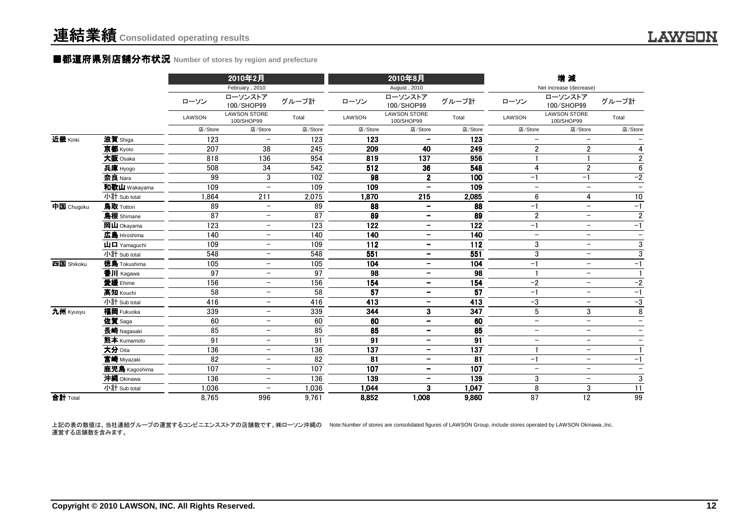# 連結業績 Consolidated operating results

## ■都道府県別店舗分布状況 Number of stores by region and prefecture

| | | 2010年2月 February , 2010 | | | 2010年8月 August , 2010 | | | 増 減 Net increase (decrease) | | |
|---|---|---|---|---|---|---|---|---|---|---|
| | | ローソン LAWSON | ローソンストア100/SHOP99 LAWSON STORE 100/SHOP99 | グループ計 Total | ローソン LAWSON | ローソンストア100/SHOP99 LAWSON STORE 100/SHOP99 | グループ計 Total | ローソン LAWSON | ローソンストア100/SHOP99 LAWSON STORE 100/SHOP99 | グループ計 Total |
| | | 店/Store | 店/Store | 店/Store | 店/Store | 店/Store | 店/Store | 店/Store | 店/Store | 店/Store |
| 近畿 Kinki | 滋賀 Shiga | 123 | − | 123 | 123 | − | 123 | − | − | − |
| | 京都 Kyoto | 207 | 38 | 245 | 209 | 40 | 249 | 2 | 2 | 4 |
| | 大阪 Osaka | 818 | 136 | 954 | 819 | 137 | 956 | 1 | 1 | 2 |
| | 兵庫 Hyogo | 508 | 34 | 542 | 512 | 36 | 548 | 4 | 2 | 6 |
| | 奈良 Nara | 99 | 3 | 102 | 98 | 2 | 100 | −1 | −1 | −2 |
| | 和歌山 Wakayama | 109 | − | 109 | 109 | − | 109 | − | − | − |
| | 小計 Sub total | 1,864 | 211 | 2,075 | 1,870 | 215 | 2,085 | 6 | 4 | 10 |
| 中国 Chugoku | 鳥取 Tottori | 89 | − | 89 | 88 | − | 88 | −1 | − | −1 |
| | 島根 Shimane | 87 | − | 87 | 89 | − | 89 | 2 | − | 2 |
| | 岡山 Okayama | 123 | − | 123 | 122 | − | 122 | −1 | − | −1 |
| | 広島 Hiroshima | 140 | − | 140 | 140 | − | 140 | − | − | − |
| | 山口 Yamaguchi | 109 | − | 109 | 112 | − | 112 | 3 | − | 3 |
| | 小計 Sub total | 548 | − | 548 | 551 | − | 551 | 3 | − | 3 |
| 四国 Shikoku | 徳島 Tokushima | 105 | − | 105 | 104 | − | 104 | −1 | − | −1 |
| | 香川 Kagawa | 97 | − | 97 | 98 | − | 98 | 1 | − | 1 |
| | 愛媛 Ehime | 156 | − | 156 | 154 | − | 154 | −2 | − | −2 |
| | 高知 Kouchi | 58 | − | 58 | 57 | − | 57 | −1 | − | −1 |
| | 小計 Sub total | 416 | − | 416 | 413 | − | 413 | −3 | − | −3 |
| 九州 Kyusyu | 福岡 Fukuoka | 339 | − | 339 | 344 | 3 | 347 | 5 | 3 | 8 |
| | 佐賀 Saga | 60 | − | 60 | 60 | − | 60 | − | − | − |
| | 長崎 Nagasaki | 85 | − | 85 | 85 | − | 85 | − | − | − |
| | 熊本 Kumamoto | 91 | − | 91 | 91 | − | 91 | − | − | − |
| | 大分 Oita | 136 | − | 136 | 137 | − | 137 | 1 | − | 1 |
| | 宮崎 Miyazaki | 82 | − | 82 | 81 | − | 81 | −1 | − | −1 |
| | 鹿児島 Kagoshima | 107 | − | 107 | 107 | − | 107 | − | − | − |
| | 沖縄 Okinawa | 136 | − | 136 | 139 | − | 139 | 3 | − | 3 |
| | 小計 Sub total | 1,036 | − | 1,036 | 1,044 | 3 | 1,047 | 8 | 3 | 11 |
| 合計 Total | | 8,765 | 996 | 9,761 | 8,852 | 1,008 | 9,860 | 87 | 12 | 99 |

上記の表の数値は、当社連結グループの運営するコンビニエンスストアの店舗数です。㈱ローソン沖縄の運営する店舗数を含みます。

Note:Number of stores are consolidated figures of LAWSON Group, include stores operated by LAWSON Okinawa.,Inc.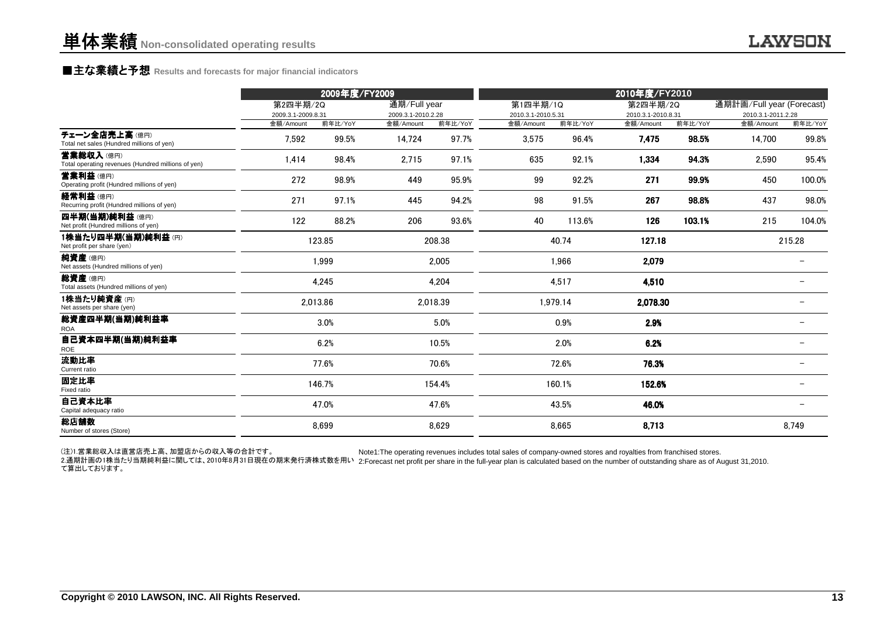# 単体業績 Non-consolidated operating results

## ■主な業績と予想 Results and forecasts for major financial indicators

| | 2009年度/FY2009 | | | | 2010年度/FY2010 | | | | | |
|---|---|---|---|---|---|---|---|---|---|---|
| | 第2四半期/2Q 2009.3.1-2009.8.31 | | 通期/Full year 2009.3.1-2010.2.28 | | 第1四半期/1Q 2010.3.1-2010.5.31 | | 第2四半期/2Q 2010.3.1-2010.8.31 | | 通期計画/Full year (Forecast) 2010.3.1-2011.2.28 | |
| | 金額/Amount | 前年比/YoY | 金額/Amount | 前年比/YoY | 金額/Amount | 前年比/YoY | 金額/Amount | 前年比/YoY | 金額/Amount | 前年比/YoY |
| チェーン全店売上高（億円） Total net sales (Hundred millions of yen) | 7,592 | 99.5% | 14,724 | 97.7% | 3,575 | 96.4% | **7,475** | **98.5%** | 14,700 | 99.8% |
| 営業総収入（億円） Total operating revenues (Hundred millions of yen) | 1,414 | 98.4% | 2,715 | 97.1% | 635 | 92.1% | **1,334** | **94.3%** | 2,590 | 95.4% |
| 営業利益（億円） Operating profit (Hundred millions of yen) | 272 | 98.9% | 449 | 95.9% | 99 | 92.2% | **271** | **99.9%** | 450 | 100.0% |
| 経常利益（億円） Recurring profit (Hundred millions of yen) | 271 | 97.1% | 445 | 94.2% | 98 | 91.5% | **267** | **98.8%** | 437 | 98.0% |
| 四半期(当期)純利益（億円） Net profit (Hundred millions of yen) | 122 | 88.2% | 206 | 93.6% | 40 | 113.6% | **126** | **103.1%** | 215 | 104.0% |
| 1株当たり四半期(当期)純利益（円） Net profit per share (yen) | 123.85 | | 208.38 | | 40.74 | | **127.18** | | 215.28 | |
| 純資産（億円） Net assets (Hundred millions of yen) | 1,999 | | 2,005 | | 1,966 | | **2,079** | | − | |
| 総資産（億円） Total assets (Hundred millions of yen) | 4,245 | | 4,204 | | 4,517 | | **4,510** | | − | |
| 1株当たり純資産（円） Net assets per share (yen) | 2,013.86 | | 2,018.39 | | 1,979.14 | | **2,078.30** | | − | |
| 総資産四半期(当期)純利益率 ROA | 3.0% | | 5.0% | | 0.9% | | **2.9%** | | − | |
| 自己資本四半期(当期)純利益率 ROE | 6.2% | | 10.5% | | 2.0% | | **6.2%** | | − | |
| 流動比率 Current ratio | 77.6% | | 70.6% | | 72.6% | | **76.3%** | | − | |
| 固定比率 Fixed ratio | 146.7% | | 154.4% | | 160.1% | | **152.6%** | | − | |
| 自己資本比率 Capital adequacy ratio | 47.0% | | 47.6% | | 43.5% | | **46.0%** | | − | |
| 総店舗数 Number of stores (Store) | 8,699 | | 8,629 | | 8,665 | | **8,713** | | 8,749 | |

(注)1.営業総収入は直営店売上高、加盟店からの収入等の合計です。
2.通期計画の1株当たり当期純利益に関しては、2010年8月31日現在の期末発行済株式数を用いて算出しております。

Note1:The operating revenues includes total sales of company-owned stores and royalties from franchised stores.
2:Forecast net profit per share in the full-year plan is calculated based on the number of outstanding share as of August 31,2010.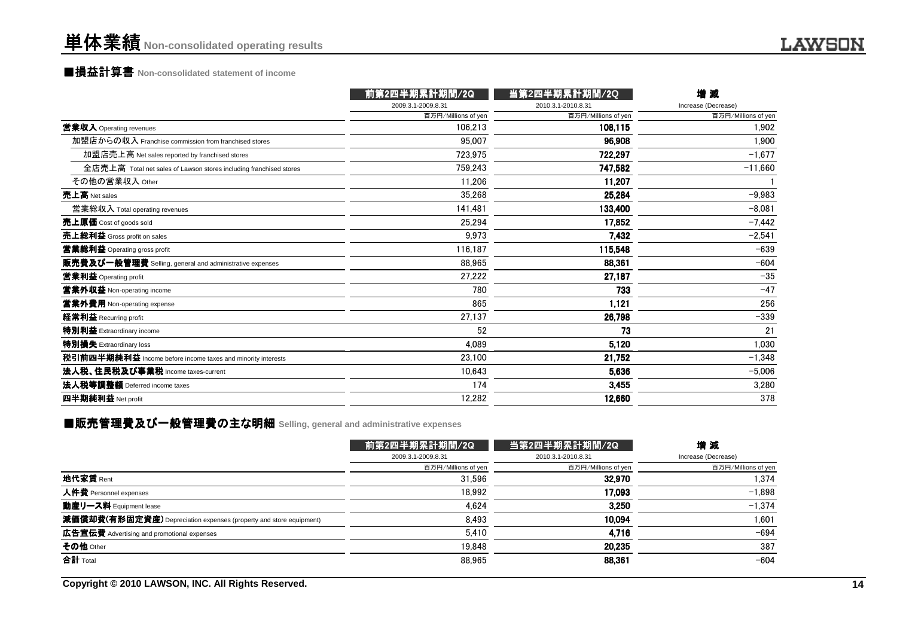# 単体業績 Non-consolidated operating results

## ■損益計算書 Non-consolidated statement of income

| | 前第2四半期累計期間/2Q<br>2009.3.1-2009.8.31<br>百万円/Millions of yen | 当第2四半期累計期間/2Q<br>2010.3.1-2010.8.31<br>百万円/Millions of yen | 増 減<br>Increase (Decrease)<br>百万円/Millions of yen |
|---|---|---|---|
| **営業収入** Operating revenues | 106,213 | **108,115** | 1,902 |
| 加盟店からの収入 Franchise commission from franchised stores | 95,007 | **96,908** | 1,900 |
| 加盟店売上高 Net sales reported by franchised stores | 723,975 | **722,297** | −1,677 |
| 全店売上高 Total net sales of Lawson stores including franchised stores | 759,243 | **747,582** | −11,660 |
| その他の営業収入 Other | 11,206 | **11,207** | 1 |
| **売上高** Net sales | 35,268 | **25,284** | −9,983 |
| 営業総収入 Total operating revenues | 141,481 | **133,400** | −8,081 |
| **売上原価** Cost of goods sold | 25,294 | **17,852** | −7,442 |
| **売上総利益** Gross profit on sales | 9,973 | **7,432** | −2,541 |
| **営業総利益** Operating gross profit | 116,187 | **115,548** | −639 |
| **販売費及び一般管理費** Selling, general and administrative expenses | 88,965 | **88,361** | −604 |
| **営業利益** Operating profit | 27,222 | **27,187** | −35 |
| **営業外収益** Non-operating income | 780 | **733** | −47 |
| **営業外費用** Non-operating expense | 865 | **1,121** | 256 |
| **経常利益** Recurring profit | 27,137 | **26,798** | −339 |
| **特別利益** Extraordinary income | 52 | **73** | 21 |
| **特別損失** Extraordinary loss | 4,089 | **5,120** | 1,030 |
| **税引前四半期純利益** Income before income taxes and minority interests | 23,100 | **21,752** | −1,348 |
| **法人税、住民税及び事業税** Income taxes-current | 10,643 | **5,636** | −5,006 |
| **法人税等調整額** Deferred income taxes | 174 | **3,455** | 3,280 |
| **四半期純利益** Net profit | 12,282 | **12,660** | 378 |

## ■販売管理費及び一般管理費の主な明細 Selling, general and administrative expenses

| | 前第2四半期累計期間/2Q<br>2009.3.1-2009.8.31<br>百万円/Millions of yen | 当第2四半期累計期間/2Q<br>2010.3.1-2010.8.31<br>百万円/Millions of yen | 増 減<br>Increase (Decrease)<br>百万円/Millions of yen |
|---|---|---|---|
| **地代家賃** Rent | 31,596 | **32,970** | 1,374 |
| **人件費** Personnel expenses | 18,992 | **17,093** | −1,898 |
| **動産リース料** Equipment lease | 4,624 | **3,250** | −1,374 |
| **減価償却費(有形固定資産)** Depreciation expenses (property and store equipment) | 8,493 | **10,094** | 1,601 |
| **広告宣伝費** Advertising and promotional expenses | 5,410 | **4,716** | −694 |
| **その他** Other | 19,848 | **20,235** | 387 |
| **合計** Total | 88,965 | **88,361** | −604 |

Copyright © 2010 LAWSON, INC. All Rights Reserved.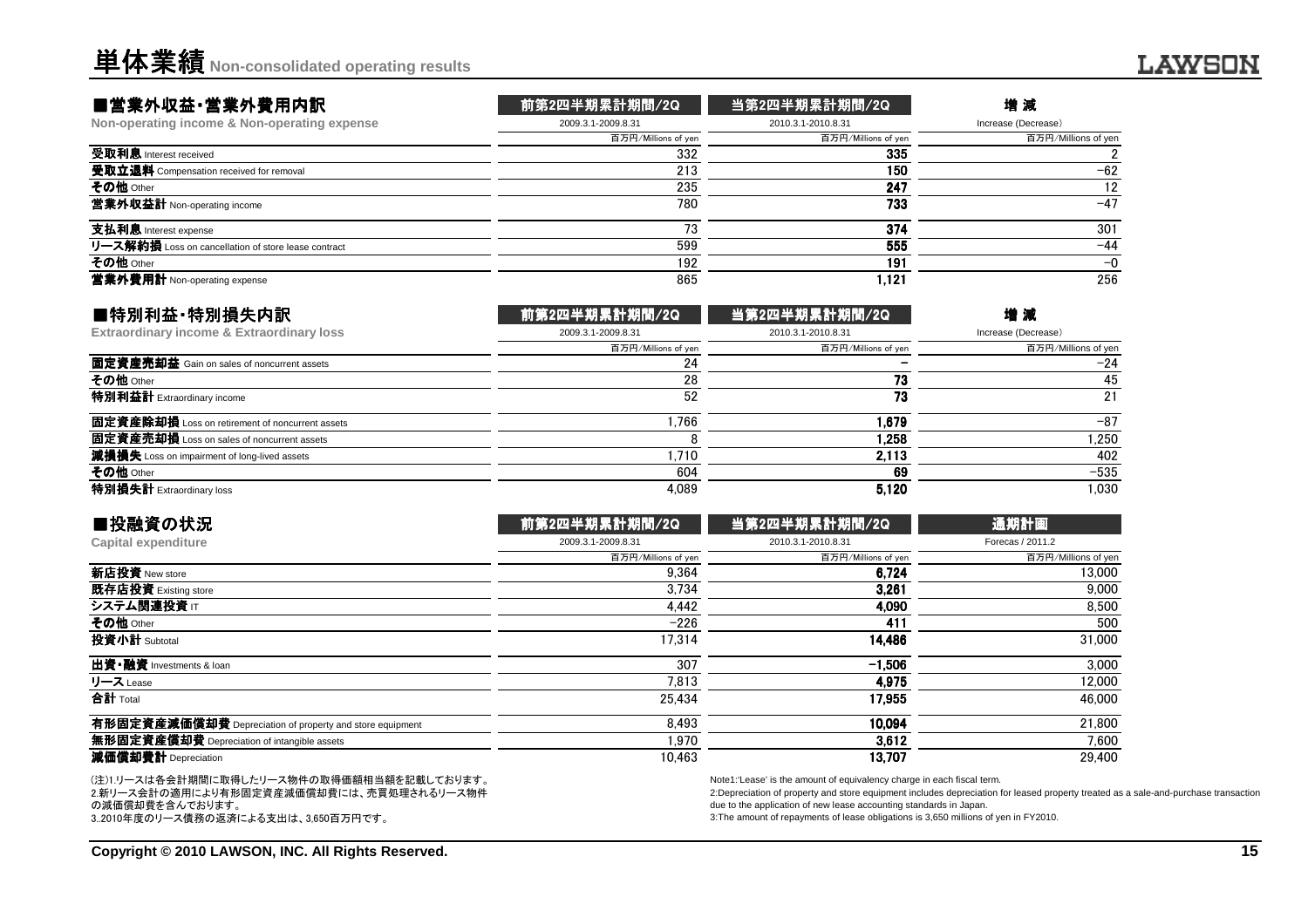# 単体業績 Non-consolidated operating results

## ■営業外収益・営業外費用内訳

**Non-operating income & Non-operating expense**

| | 前第2四半期累計期間/2Q | 当第2四半期累計期間/2Q | 増 減 |
|---|---|---|---|
| | 2009.3.1-2009.8.31 | 2010.3.1-2010.8.31 | Increase (Decrease) |
| | 百万円/Millions of yen | 百万円/Millions of yen | 百万円/Millions of yen |
| **受取利息** Interest received | 332 | **335** | 2 |
| **受取立退料** Compensation received for removal | 213 | **150** | −62 |
| **その他** Other | 235 | **247** | 12 |
| **営業外収益計** Non-operating income | 780 | **733** | −47 |
| **支払利息** Interest expense | 73 | **374** | 301 |
| **リース解約損** Loss on cancellation of store lease contract | 599 | **555** | −44 |
| **その他** Other | 192 | **191** | −0 |
| **営業外費用計** Non-operating expense | 865 | **1,121** | 256 |

## ■特別利益・特別損失内訳

**Extraordinary income & Extraordinary loss**

| | 前第2四半期累計期間/2Q | 当第2四半期累計期間/2Q | 増 減 |
|---|---|---|---|
| | 2009.3.1-2009.8.31 | 2010.3.1-2010.8.31 | Increase (Decrease) |
| | 百万円/Millions of yen | 百万円/Millions of yen | 百万円/Millions of yen |
| **固定資産売却益** Gain on sales of noncurrent assets | 24 | **−** | −24 |
| **その他** Other | 28 | **73** | 45 |
| **特別利益計** Extraordinary income | 52 | **73** | 21 |
| **固定資産除却損** Loss on retirement of noncurrent assets | 1,766 | **1,679** | −87 |
| **固定資産売却損** Loss on sales of noncurrent assets | 8 | **1,258** | 1,250 |
| **減損損失** Loss on impairment of long-lived assets | 1,710 | **2,113** | 402 |
| **その他** Other | 604 | **69** | −535 |
| **特別損失計** Extraordinary loss | 4,089 | **5,120** | 1,030 |

## ■投融資の状況

**Capital expenditure**

| | 前第2四半期累計期間/2Q | 当第2四半期累計期間/2Q | 通期計画 |
|---|---|---|---|
| | 2009.3.1-2009.8.31 | 2010.3.1-2010.8.31 | Forecas / 2011.2 |
| | 百万円/Millions of yen | 百万円/Millions of yen | 百万円/Millions of yen |
| **新店投資** New store | 9,364 | **6,724** | 13,000 |
| **既存店投資** Existing store | 3,734 | **3,261** | 9,000 |
| **システム関連投資** IT | 4,442 | **4,090** | 8,500 |
| **その他** Other | −226 | **411** | 500 |
| **投資小計** Subtotal | 17,314 | **14,486** | 31,000 |
| **出資・融資** Investments & loan | 307 | **−1,506** | 3,000 |
| **リース** Lease | 7,813 | **4,975** | 12,000 |
| **合計** Total | 25,434 | **17,955** | 46,000 |
| **有形固定資産減価償却費** Depreciation of property and store equipment | 8,493 | **10,094** | 21,800 |
| **無形固定資産償却費** Depreciation of intangible assets | 1,970 | **3,612** | 7,600 |
| **減価償却費計** Depreciation | 10,463 | **13,707** | 29,400 |

(注)1.リースは各会計期間に取得したリース物件の取得価額相当額を記載しております。
2.新リース会計の適用により有形固定資産減価償却費には、売買処理されるリース物件の減価償却費を含んでおります。
3..2010年度のリース債務の返済による支出は、3,650百万円です。

Note1:'Lease' is the amount of equivalency charge in each fiscal term.
2:Depreciation of property and store equipment includes depreciation for leased property treated as a sale-and-purchase transaction due to the application of new lease accounting standards in Japan.
3:The amount of repayments of lease obligations is 3,650 millions of yen in FY2010.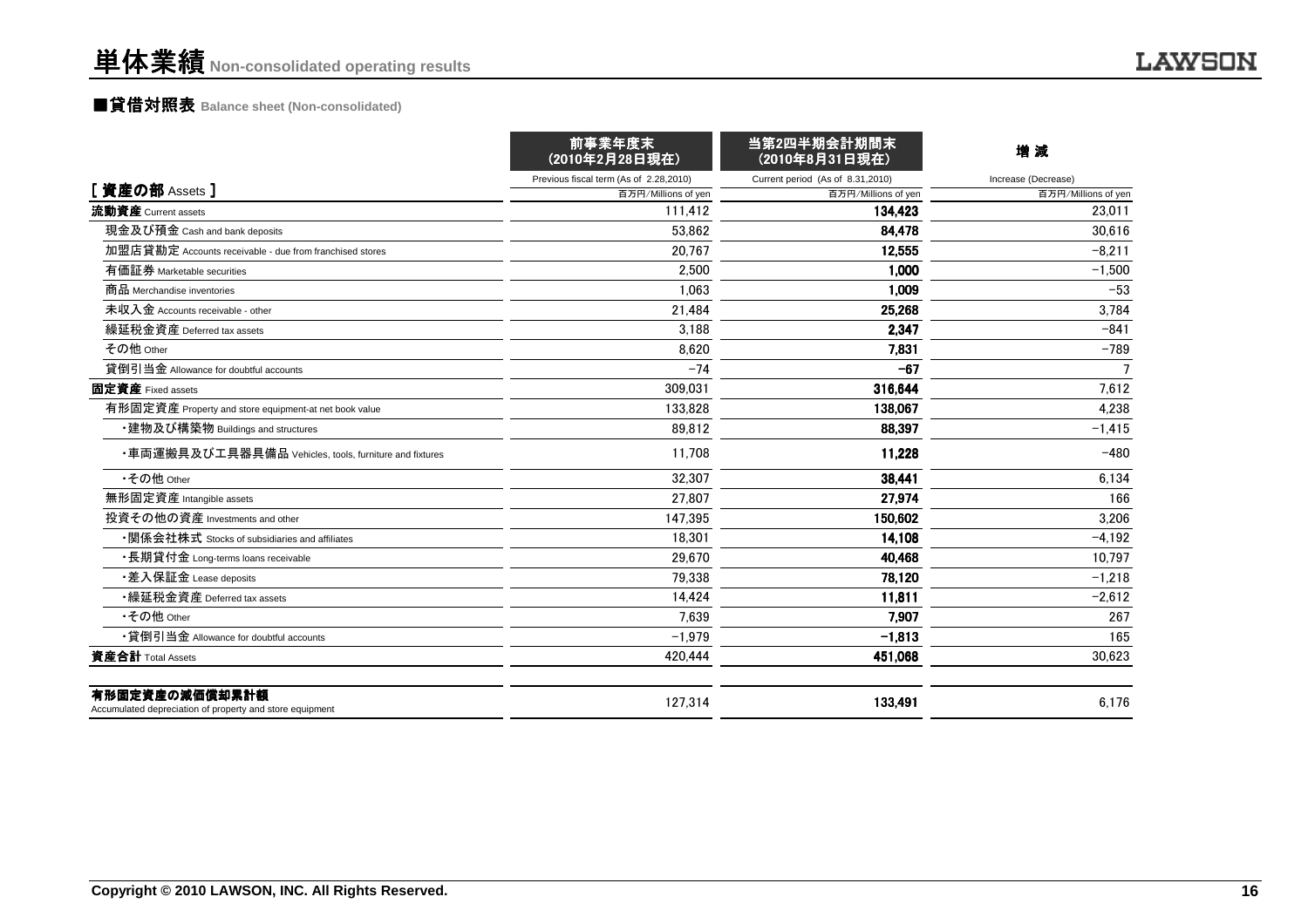# 単体業績 Non-consolidated operating results

## ■貸借対照表 Balance sheet (Non-consolidated)

| [ 資産の部 Assets ] | 前事業年度末 (2010年2月28日現在) Previous fiscal term (As of 2.28,2010) 百万円/Millions of yen | 当第2四半期会計期間末 (2010年8月31日現在) Current period (As of 8.31,2010) 百万円/Millions of yen | 増 減 Increase (Decrease) 百万円/Millions of yen |
|---|---|---|---|
| **流動資産** Current assets | 111,412 | **134,423** | 23,011 |
| 現金及び預金 Cash and bank deposits | 53,862 | **84,478** | 30,616 |
| 加盟店貸勘定 Accounts receivable - due from franchised stores | 20,767 | **12,555** | −8,211 |
| 有価証券 Marketable securities | 2,500 | **1,000** | −1,500 |
| 商品 Merchandise inventories | 1,063 | **1,009** | −53 |
| 未収入金 Accounts receivable - other | 21,484 | **25,268** | 3,784 |
| 繰延税金資産 Deferred tax assets | 3,188 | **2,347** | −841 |
| その他 Other | 8,620 | **7,831** | −789 |
| 貸倒引当金 Allowance for doubtful accounts | −74 | **−67** | 7 |
| **固定資産** Fixed assets | 309,031 | **316,644** | 7,612 |
| 有形固定資産 Property and store equipment-at net book value | 133,828 | **138,067** | 4,238 |
| ・建物及び構築物 Buildings and structures | 89,812 | **88,397** | −1,415 |
| ・車両運搬具及び工具器具備品 Vehicles, tools, furniture and fixtures | 11,708 | **11,228** | −480 |
| ・その他 Other | 32,307 | **38,441** | 6,134 |
| 無形固定資産 Intangible assets | 27,807 | **27,974** | 166 |
| 投資その他の資産 Investments and other | 147,395 | **150,602** | 3,206 |
| ・関係会社株式 Stocks of subsidiaries and affiliates | 18,301 | **14,108** | −4,192 |
| ・長期貸付金 Long-terms loans receivable | 29,670 | **40,468** | 10,797 |
| ・差入保証金 Lease deposits | 79,338 | **78,120** | −1,218 |
| ・繰延税金資産 Deferred tax assets | 14,424 | **11,811** | −2,612 |
| ・その他 Other | 7,639 | **7,907** | 267 |
| ・貸倒引当金 Allowance for doubtful accounts | −1,979 | **−1,813** | 165 |
| **資産合計** Total Assets | 420,444 | **451,068** | 30,623 |
| **有形固定資産の減価償却累計額** Accumulated depreciation of property and store equipment | 127,314 | **133,491** | 6,176 |

Copyright © 2010 LAWSON, INC. All Rights Reserved.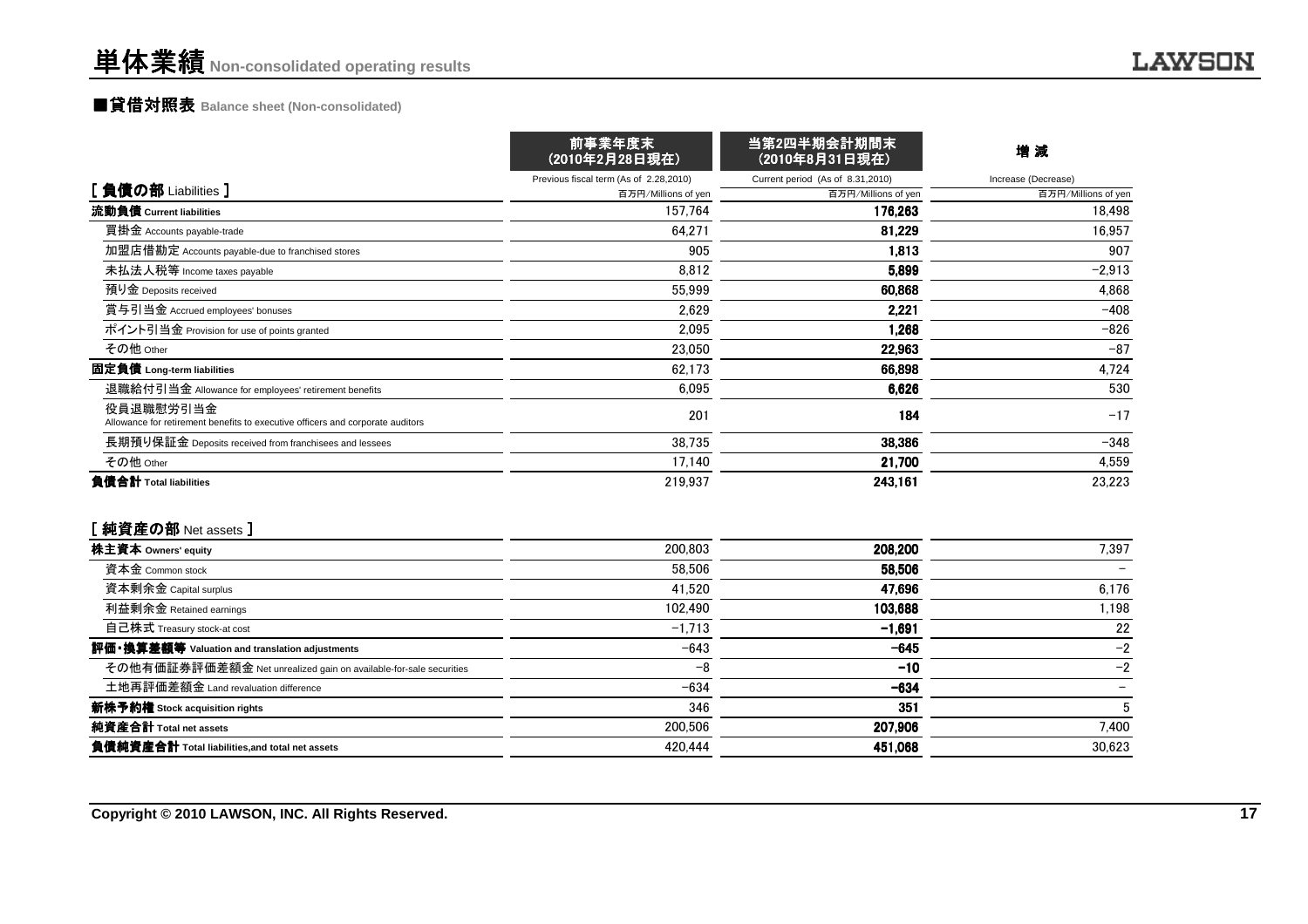# 単体業績 Non-consolidated operating results

## ■貸借対照表 Balance sheet (Non-consolidated)

| [ 負債の部 Liabilities ] | 前事業年度末（2010年2月28日現在） Previous fiscal term (As of 2.28,2010) 百万円/Millions of yen | 当第2四半期会計期間末（2010年8月31日現在） Current period (As of 8.31,2010) 百万円/Millions of yen | 増 減 Increase (Decrease) 百万円/Millions of yen |
|---|---|---|---|
| **流動負債 Current liabilities** | 157,764 | **176,263** | 18,498 |
| 買掛金 Accounts payable-trade | 64,271 | **81,229** | 16,957 |
| 加盟店借勘定 Accounts payable-due to franchised stores | 905 | **1,813** | 907 |
| 未払法人税等 Income taxes payable | 8,812 | **5,899** | −2,913 |
| 預り金 Deposits received | 55,999 | **60,868** | 4,868 |
| 賞与引当金 Accrued employees' bonuses | 2,629 | **2,221** | −408 |
| ポイント引当金 Provision for use of points granted | 2,095 | **1,268** | −826 |
| その他 Other | 23,050 | **22,963** | −87 |
| **固定負債 Long-term liabilities** | 62,173 | **66,898** | 4,724 |
| 退職給付引当金 Allowance for employees' retirement benefits | 6,095 | **6,626** | 530 |
| 役員退職慰労引当金 Allowance for retirement benefits to executive officers and corporate auditors | 201 | **184** | −17 |
| 長期預り保証金 Deposits received from franchisees and lessees | 38,735 | **38,386** | −348 |
| その他 Other | 17,140 | **21,700** | 4,559 |
| **負債合計 Total liabilities** | 219,937 | **243,161** | 23,223 |

| [ 純資産の部 Net assets ] | 前事業年度末 | 当第2四半期会計期間末 | 増 減 |
|---|---|---|---|
| **株主資本 Owners' equity** | 200,803 | **208,200** | 7,397 |
| 資本金 Common stock | 58,506 | **58,506** | − |
| 資本剰余金 Capital surplus | 41,520 | **47,696** | 6,176 |
| 利益剰余金 Retained earnings | 102,490 | **103,688** | 1,198 |
| 自己株式 Treasury stock-at cost | −1,713 | **−1,691** | 22 |
| **評価・換算差額等 Valuation and translation adjustments** | −643 | **−645** | −2 |
| その他有価証券評価差額金 Net unrealized gain on available-for-sale securities | −8 | **−10** | −2 |
| 土地再評価差額金 Land revaluation difference | −634 | **−634** | − |
| **新株予約権 Stock acquisition rights** | 346 | **351** | 5 |
| **純資産合計 Total net assets** | 200,506 | **207,906** | 7,400 |
| **負債純資産合計 Total liabilities,and total net assets** | 420,444 | **451,068** | 30,623 |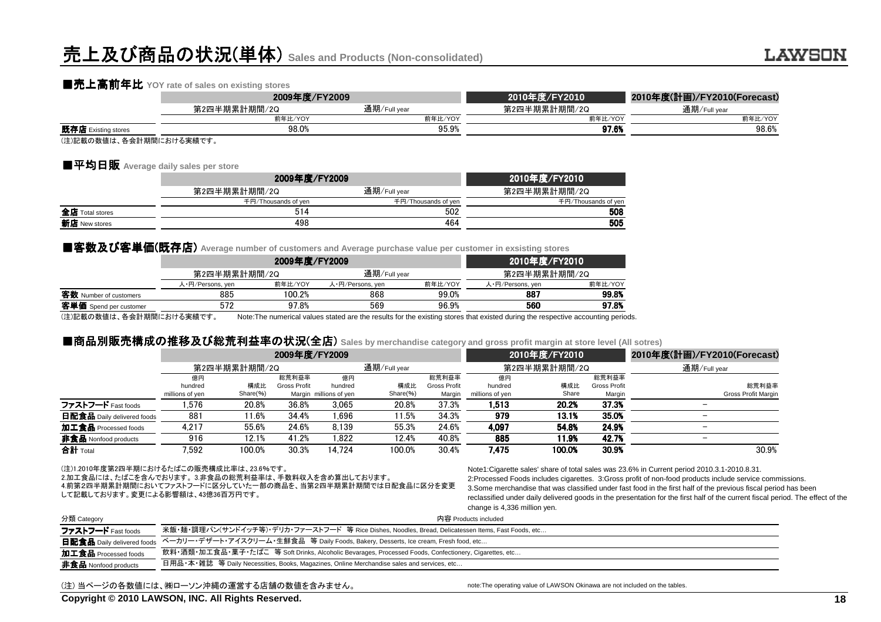# 売上及び商品の状況(単体) Sales and Products (Non-consolidated)

## ■売上高前年比 YOY rate of sales on existing stores

| | 2009年度/FY2009 | | 2010年度/FY2010 | 2010年度(計画)/FY2010(Forecast) |
|---|---|---|---|---|
| | 第2四半期累計期間/2Q | 通期/Full year | 第2四半期累計期間/2Q | 通期/Full year |
| | 前年比/YOY | 前年比/YOY | 前年比/YOY | 前年比/YOY |
| **既存店** Existing stores | 98.0% | 95.9% | **97.6%** | 98.6% |

(注)記載の数値は、各会計期間における実績です。

## ■平均日販 Average daily sales per store

| | 2009年度/FY2009 | | 2010年度/FY2010 |
|---|---|---|---|
| | 第2四半期累計期間/2Q | 通期/Full year | 第2四半期累計期間/2Q |
| | 千円/Thousands of yen | 千円/Thousands of yen | 千円/Thousands of yen |
| **全店** Total stores | 514 | 502 | **508** |
| **新店** New stores | 498 | 464 | **505** |

## ■客数及び客単価(既存店) Average number of customers and Average purchase value per customer in exsisting stores

| | 2009年度/FY2009 | | | | 2010年度/FY2010 | |
|---|---|---|---|---|---|---|
| | 第2四半期累計期間/2Q | | 通期/Full year | | 第2四半期累計期間/2Q | |
| | 人・円/Persons, yen | 前年比/YOY | 人・円/Persons, yen | 前年比/YOY | 人・円/Persons, yen | 前年比/YOY |
| **客数** Number of customers | 885 | 100.2% | 868 | 99.0% | **887** | **99.8%** |
| **客単価** Spend per customer | 572 | 97.8% | 569 | 96.9% | **560** | **97.8%** |

(注)記載の数値は、各会計期間における実績です。　Note:The numerical values stated are the results for the existing stores that existed during the respective accounting periods.

## ■商品別販売構成の推移及び総荒利益率の状況(全店) Sales by merchandise category and gross profit margin at store level (All sotres)

| | 2009年度/FY2009 | | | | | | 2010年度/FY2010 | | | 2010年度(計画)/FY2010(Forecast) |
|---|---|---|---|---|---|---|---|---|---|---|
| | 第2四半期累計期間/2Q | | | 通期/Full year | | | 第2四半期累計期間/2Q | | | 通期/Full year |
| | 億円 hundred millions of yen | 構成比 Share(%) | 総荒利益率 Gross Profit Margin | 億円 hundred millions of yen | 構成比 Share(%) | 総荒利益率 Gross Profit Margin | 億円 hundred millions of yen | 構成比 Share | 総荒利益率 Gross Profit Margin | 総荒利益率 Gross Profit Margin |
| **ファストフード** Fast foods | 1,576 | 20.8% | 36.8% | 3,065 | 20.8% | 37.3% | **1,513** | **20.2%** | **37.3%** | − |
| **日配食品** Daily delivered foods | 881 | 11.6% | 34.4% | 1,696 | 11.5% | 34.3% | **979** | **13.1%** | **35.0%** | − |
| **加工食品** Processed foods | 4,217 | 55.6% | 24.6% | 8,139 | 55.3% | 24.6% | **4,097** | **54.8%** | **24.9%** | − |
| **非食品** Nonfood products | 916 | 12.1% | 41.2% | 1,822 | 12.4% | 40.8% | **885** | **11.9%** | **42.7%** | − |
| **合計** Total | 7,592 | 100.0% | 30.3% | 14,724 | 100.0% | 30.4% | **7,475** | **100.0%** | **30.9%** | 30.9% |

(注)1.2010年度第2四半期におけるたばこの販売構成比率は、23.6%です。
2.加工食品には、たばこを含んでおります。3.非食品の総荒利益率は、手数料収入を含め算出しております。
4.前第2四半期累計期間においてファストフードに区分していた一部の商品を、当第2四半期累計期間では日配食品に区分を変更して記載しております。変更による影響額は、43億36百万円です。

Note1:Cigarette sales' share of total sales was 23.6% in Current period 2010.3.1-2010.8.31.
2:Processed Foods includes cigarettes. 3:Gross profit of non-food products include service commissions.
3.Some merchandise that was classified under fast food in the first half of the previous fiscal period has been reclassified under daily delivered goods in the presentation for the first half of the current fiscal period. The effect of the change is 4,336 million yen.

| 分類 Category | 内容 Products included |
|---|---|
| **ファストフード** Fast foods | 米飯・麺・調理パン(サンドイッチ等)・デリカ・ファーストフード　等 Rice Dishes, Noodles, Bread, Delicatessen Items, Fast Foods, etc… |
| **日配食品** Daily delivered foods | ベーカリー・デザート・アイスクリーム・生鮮食品　等 Daily Foods, Bakery, Desserts, Ice cream, Fresh food, etc… |
| **加工食品** Processed foods | 飲料・酒類・加工食品・菓子・たばこ　等 Soft Drinks, Alcoholic Bevarages, Processed Foods, Confectionery, Cigarettes, etc… |
| **非食品** Nonfood products | 日用品・本・雑誌　等 Daily Necessities, Books, Magazines, Online Merchandise sales and services, etc… |

(注) 当ページの各数値には、㈱ローソン沖縄の運営する店舗の数値を含みません。　note:The operating value of LAWSON Okinawa are not included on the tables.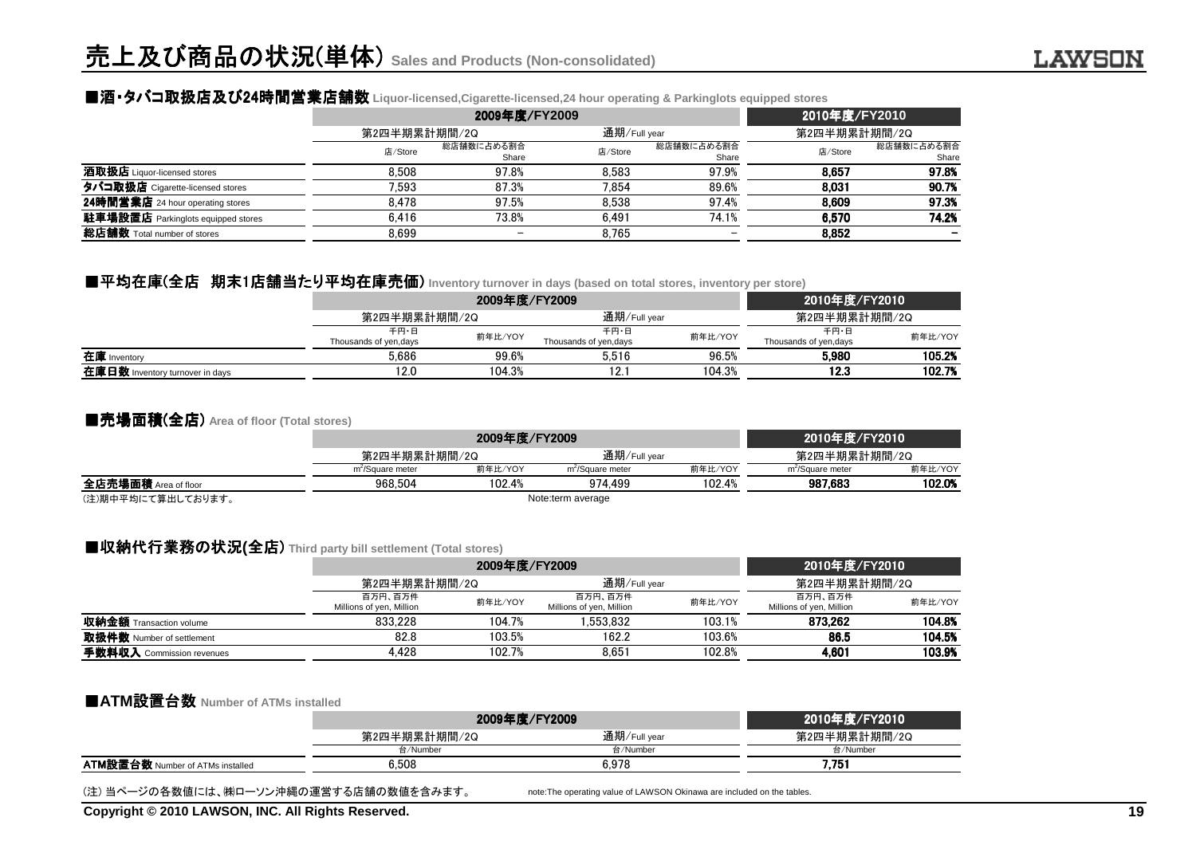# 売上及び商品の状況(単体) Sales and Products (Non-consolidated)

## ■酒・タバコ取扱店及び24時間営業店舗数 Liquor-licensed,Cigarette-licensed,24 hour operating & Parkinglots equipped stores

| | 2009年度/FY2009 | | | | 2010年度/FY2010 | |
|---|---|---|---|---|---|---|
| | 第2四半期累計期間/2Q | | 通期/Full year | | 第2四半期累計期間/2Q | |
| | 店/Store | 総店舗数に占める割合 Share | 店/Store | 総店舗数に占める割合 Share | 店/Store | 総店舗数に占める割合 Share |
| **酒取扱店** Liquor-licensed stores | 8,508 | 97.8% | 8,583 | 97.9% | **8,657** | **97.8%** |
| **タバコ取扱店** Cigarette-licensed stores | 7,593 | 87.3% | 7,854 | 89.6% | **8,031** | **90.7%** |
| **24時間営業店** 24 hour operating stores | 8,478 | 97.5% | 8,538 | 97.4% | **8,609** | **97.3%** |
| **駐車場設置店** Parkinglots equipped stores | 6,416 | 73.8% | 6,491 | 74.1% | **6,570** | **74.2%** |
| **総店舗数** Total number of stores | 8,699 | － | 8,765 | － | **8,852** | **－** |

## ■平均在庫(全店 期末1店舗当たり平均在庫売価) Inventory turnover in days (based on total stores, inventory per store)

| | 2009年度/FY2009 | | | | 2010年度/FY2010 | |
|---|---|---|---|---|---|---|
| | 第2四半期累計期間/2Q | | 通期/Full year | | 第2四半期累計期間/2Q | |
| | 千円・日 Thousands of yen,days | 前年比/YOY | 千円・日 Thousands of yen,days | 前年比/YOY | 千円・日 Thousands of yen,days | 前年比/YOY |
| **在庫** Inventory | 5,686 | 99.6% | 5,516 | 96.5% | **5,980** | **105.2%** |
| **在庫日数** Inventory turnover in days | 12.0 | 104.3% | 12.1 | 104.3% | **12.3** | **102.7%** |

## ■売場面積(全店) Area of floor (Total stores)

| | 2009年度/FY2009 | | | | 2010年度/FY2010 | |
|---|---|---|---|---|---|---|
| | 第2四半期累計期間/2Q | | 通期/Full year | | 第2四半期累計期間/2Q | |
| | $m^2$/Square meter | 前年比/YOY | $m^2$/Square meter | 前年比/YOY | $m^2$/Square meter | 前年比/YOY |
| **全店売場面積** Area of floor | 968,504 | 102.4% | 974,499 | 102.4% | **987,683** | **102.0%** |

(注)期中平均にて算出しております。 Note:term average

## ■収納代行業務の状況(全店) Third party bill settlement (Total stores)

| | 2009年度/FY2009 | | | | 2010年度/FY2010 | |
|---|---|---|---|---|---|---|
| | 第2四半期累計期間/2Q | | 通期/Full year | | 第2四半期累計期間/2Q | |
| | 百万円、百万件 Millions of yen, Million | 前年比/YOY | 百万円、百万件 Millions of yen, Million | 前年比/YOY | 百万円、百万件 Millions of yen, Million | 前年比/YOY |
| **収納金額** Transaction volume | 833,228 | 104.7% | 1,553,832 | 103.1% | **873,262** | **104.8%** |
| **取扱件数** Number of settlement | 82.8 | 103.5% | 162.2 | 103.6% | **86.5** | **104.5%** |
| **手数料収入** Commission revenues | 4,428 | 102.7% | 8,651 | 102.8% | **4,601** | **103.9%** |

## ■ATM設置台数 Number of ATMs installed

| | 2009年度/FY2009 | | 2010年度/FY2010 |
|---|---|---|---|
| | 第2四半期累計期間/2Q | 通期/Full year | 第2四半期累計期間/2Q |
| | 台/Number | 台/Number | 台/Number |
| **ATM設置台数** Number of ATMs installed | 6,508 | 6,978 | **7,751** |

(注) 当ページの各数値には、㈱ローソン沖縄の運営する店舗の数値を含みます。 note:The operating value of LAWSON Okinawa are included on the tables.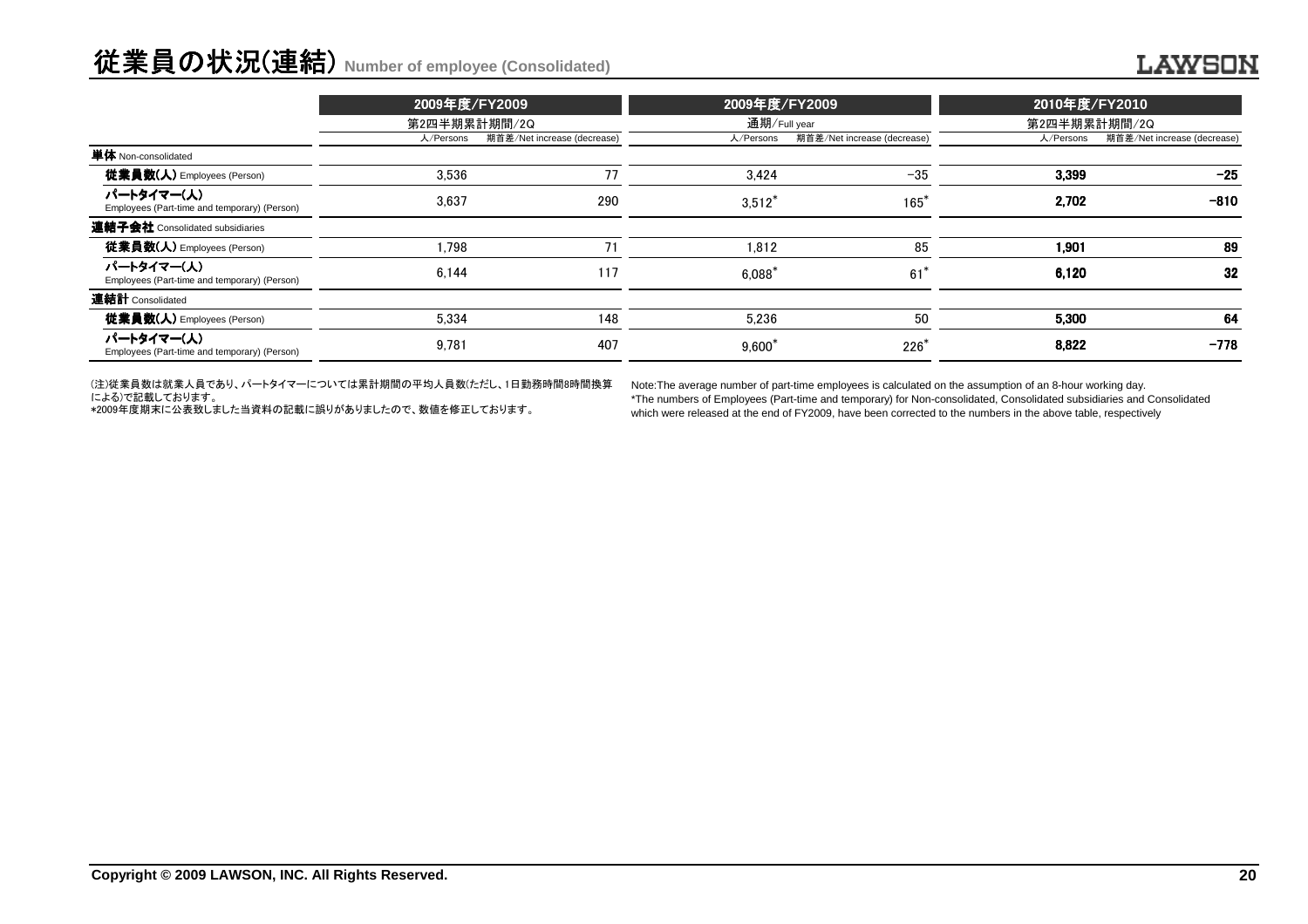# 従業員の状況(連結) Number of employee (Consolidated)

| | 2009年度/FY2009 | | 2009年度/FY2009 | | 2010年度/FY2010 | |
|---|---|---|---|---|---|---|
| | 第2四半期累計期間/2Q | | 通期/Full year | | 第2四半期累計期間/2Q | |
| | 人/Persons | 期首差/Net increase (decrease) | 人/Persons | 期首差/Net increase (decrease) | 人/Persons | 期首差/Net increase (decrease) |
| **単体** Non-consolidated | | | | | | |
| **従業員数(人)** Employees (Person) | 3,536 | 77 | 3,424 | −35 | **3,399** | **−25** |
| **パートタイマー(人)** Employees (Part-time and temporary) (Person) | 3,637 | 290 | 3,512* | 165* | **2,702** | **−810** |
| **連結子会社** Consolidated subsidiaries | | | | | | |
| **従業員数(人)** Employees (Person) | 1,798 | 71 | 1,812 | 85 | **1,901** | **89** |
| **パートタイマー(人)** Employees (Part-time and temporary) (Person) | 6,144 | 117 | 6,088* | 61* | **6,120** | **32** |
| **連結計** Consolidated | | | | | | |
| **従業員数(人)** Employees (Person) | 5,334 | 148 | 5,236 | 50 | **5,300** | **64** |
| **パートタイマー(人)** Employees (Part-time and temporary) (Person) | 9,781 | 407 | 9,600* | 226* | **8,822** | **−778** |

(注)従業員数は就業人員であり、パートタイマーについては累計期間の平均人員数(ただし、1日勤務時間8時間換算による)で記載しております。
*2009年度期末に公表致しました当資料の記載に誤りがありましたので、数値を修正しております。

Note:The average number of part-time employees is calculated on the assumption of an 8-hour working day.
*The numbers of Employees (Part-time and temporary) for Non-consolidated, Consolidated subsidiaries and Consolidated which were released at the end of FY2009, have been corrected to the numbers in the above table, respectively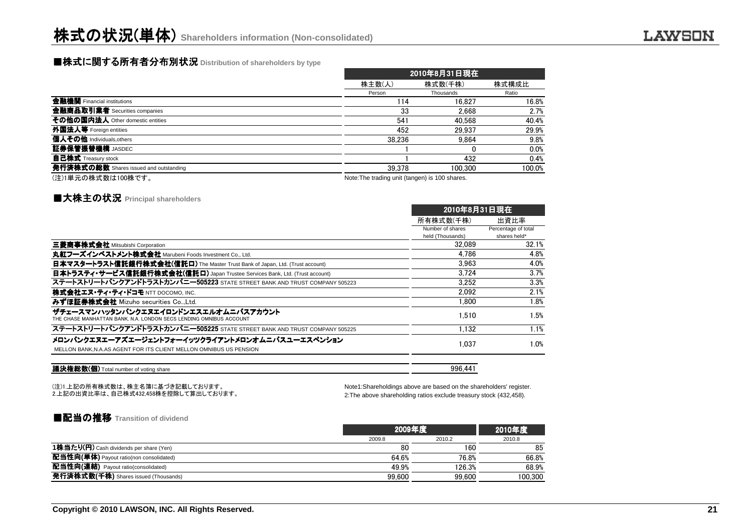# 株式の状況(単体) Shareholders information (Non-consolidated)

## ■株式に関する所有者分布別状況 Distribution of shareholders by type

| | 2010年8月31日現在 | | |
|---|---|---|---|
| | 株主数(人) Person | 株式数(千株) Thousands | 株式構成比 Ratio |
| **金融機関** Financial institutions | 114 | 16,827 | 16.8% |
| **金融商品取引業者** Securities companies | 33 | 2,668 | 2.7% |
| **その他の国内法人** Other domestic entities | 541 | 40,568 | 40.4% |
| **外国法人等** Foreign entities | 452 | 29,937 | 29.9% |
| **個人その他** Individuals,others | 38,236 | 9,864 | 9.8% |
| **証券保管振替機構** JASDEC | 1 | 0 | 0.0% |
| **自己株式** Treasury stock | 1 | 432 | 0.4% |
| **発行済株式の総数** Shares issued and outstanding | 39,378 | 100,300 | 100.0% |

(注)1単元の株式数は100株です。

Note:The trading unit (tangen) is 100 shares.

## ■大株主の状況 Principal shareholders

| | 2010年8月31日現在 | |
|---|---|---|
| | 所有株式数(千株) Number of shares held (Thousands) | 出資比率 Percentage of total shares held* |
| **三菱商事株式会社** Mitsubishi Corporation | 32,089 | 32.1% |
| **丸紅フーズインベストメント株式会社** Marubeni Foods Investment Co., Ltd. | 4,786 | 4.8% |
| **日本マスタートラスト信託銀行株式会社(信託口)** The Master Trust Bank of Japan, Ltd. (Trust account) | 3,963 | 4.0% |
| **日本トラスティ・サービス信託銀行株式会社(信託口)** Japan Trustee Services Bank, Ltd. (Trust account) | 3,724 | 3.7% |
| **ステートストリートバンクアンドトラストカンパニー505223** STATE STREET BANK AND TRUST COMPANY 505223 | 3,252 | 3.3% |
| **株式会社エヌ・ティ・ティ・ドコモ** NTT DOCOMO, INC. | 2,092 | 2.1% |
| **みずほ証券株式会社** Mizuho securities Co.,Ltd. | 1,800 | 1.8% |
| **ザチェースマンハッタンバンクエヌエイロンドンエスエルオムニバスアカウント** THE CHASE MANHATTAN BANK, N.A. LONDON SECS LENDING OMNIBUS ACCOUNT | 1,510 | 1.5% |
| **ステートストリートバンクアンドトラストカンパニー505225** STATE STREET BANK AND TRUST COMPANY 505225 | 1,132 | 1.1% |
| **メロンバンクエヌエーアズエージェントフォーイッツクライアントメロンオムニバスユーエスペンション** MELLON BANK,N.A.AS AGENT FOR ITS CLIENT MELLON OMNIBUS US PENSION | 1,037 | 1.0% |
| **議決権総数(個)** Total number of voting share | 996,441 | |

(注)1.上記の所有株式数は、株主名簿に基づき記載しております。
2.上記の出資比率は、自己株式432,458株を控除して算出しております。

Note1:Shareholdings above are based on the shareholders' register.
2:The above shareholding ratios exclude treasury stock (432,458).

## ■配当の推移 Transition of dividend

| | 2009年度 | | 2010年度 |
|---|---|---|---|
| | 2009.8 | 2010.2 | 2010.8 |
| **1株当たり(円)** Cash dividends per share (Yen) | 80 | 160 | 85 |
| **配当性向(単体)** Payout ratio(non consolidated) | 64.6% | 76.8% | 66.8% |
| **配当性向(連結)** Payout ratio(consolidated) | 49.9% | 126.3% | 68.9% |
| **発行済株式数(千株)** Shares issued (Thousands) | 99,600 | 99,600 | 100,300 |

Copyright © 2010 LAWSON, INC. All Rights Reserved.